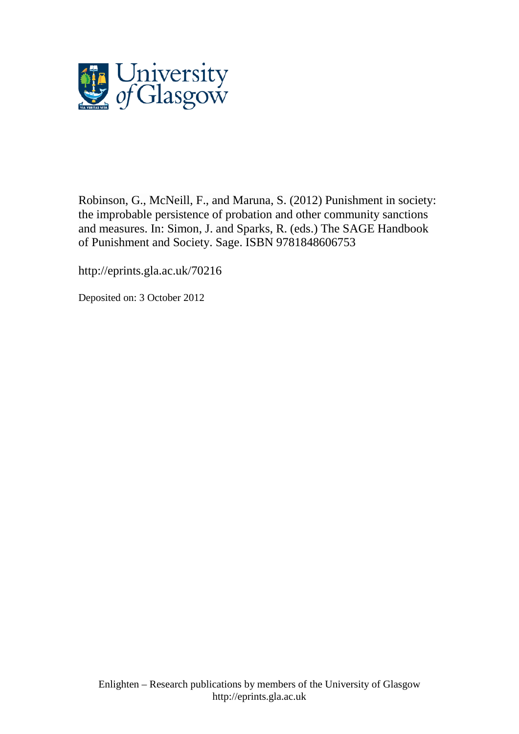Robinson, G., McNeill, F., and Maruna, S. (2012) Punishment in society: the improbable persistence of probation and other community sanctions and measures. In: Simon, J. and Sparks, R. (eds.) The SAGE Handbook of Punishment and Society. Sage. ISBN 9781848606753

http://eprints.gla.ac.uk/70216

Deposited on: 3 October 2012

Enlighten – Research publications by members of the University of Glasgow
http://eprints.gla.ac.uk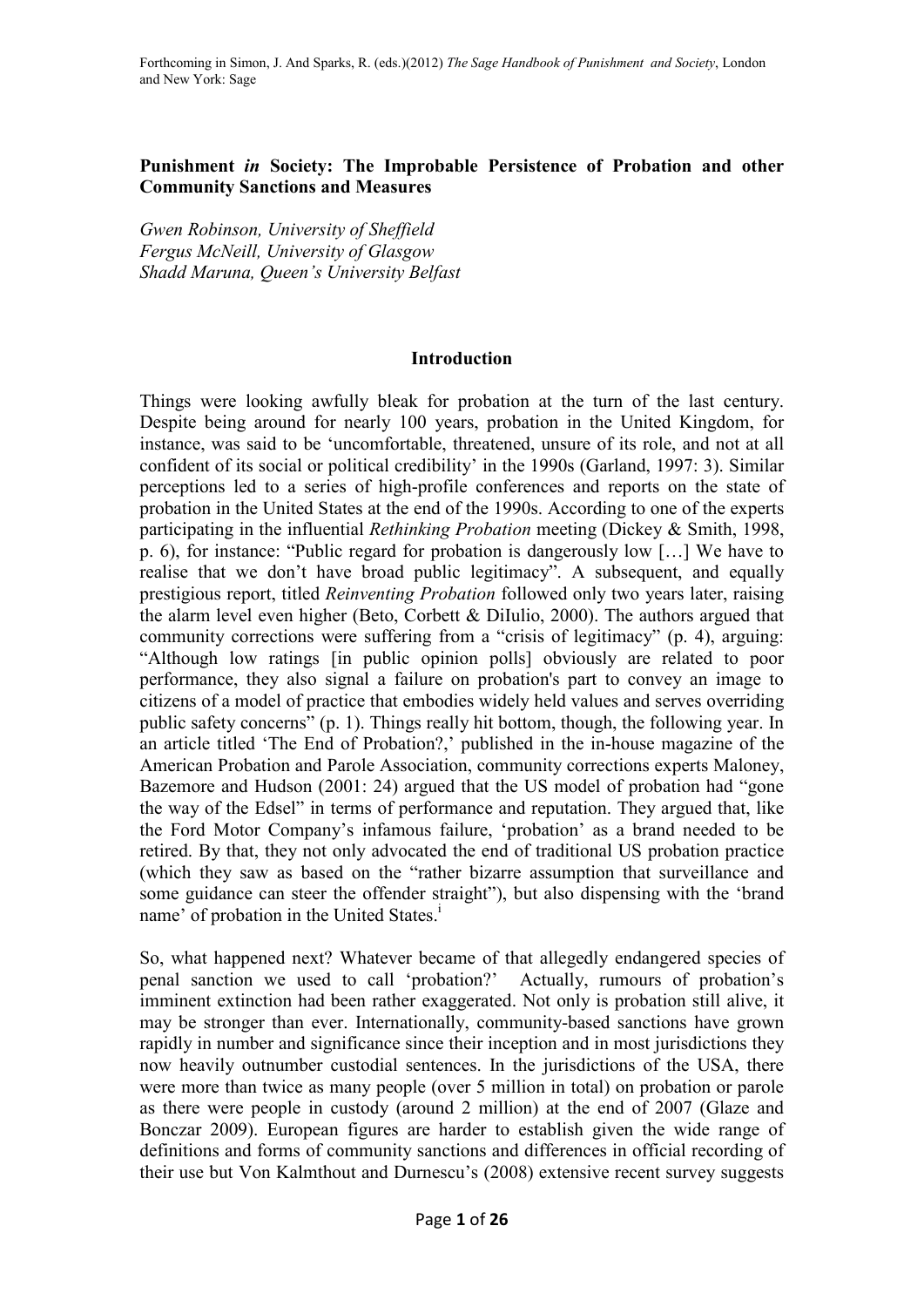Forthcoming in Simon, J. And Sparks, R. (eds.)(2012) *The Sage Handbook of Punishment and Society*, London and New York: Sage

**Punishment *in* Society: The Improbable Persistence of Probation and other Community Sanctions and Measures**

*Gwen Robinson, University of Sheffield*
*Fergus McNeill, University of Glasgow*
*Shadd Maruna, Queen's University Belfast*

## Introduction

Things were looking awfully bleak for probation at the turn of the last century. Despite being around for nearly 100 years, probation in the United Kingdom, for instance, was said to be 'uncomfortable, threatened, unsure of its role, and not at all confident of its social or political credibility' in the 1990s (Garland, 1997: 3). Similar perceptions led to a series of high-profile conferences and reports on the state of probation in the United States at the end of the 1990s. According to one of the experts participating in the influential *Rethinking Probation* meeting (Dickey & Smith, 1998, p. 6), for instance: "Public regard for probation is dangerously low […] We have to realise that we don't have broad public legitimacy". A subsequent, and equally prestigious report, titled *Reinventing Probation* followed only two years later, raising the alarm level even higher (Beto, Corbett & DiIulio, 2000). The authors argued that community corrections were suffering from a "crisis of legitimacy" (p. 4), arguing: "Although low ratings [in public opinion polls] obviously are related to poor performance, they also signal a failure on probation's part to convey an image to citizens of a model of practice that embodies widely held values and serves overriding public safety concerns" (p. 1). Things really hit bottom, though, the following year. In an article titled 'The End of Probation?,' published in the in-house magazine of the American Probation and Parole Association, community corrections experts Maloney, Bazemore and Hudson (2001: 24) argued that the US model of probation had "gone the way of the Edsel" in terms of performance and reputation. They argued that, like the Ford Motor Company's infamous failure, 'probation' as a brand needed to be retired. By that, they not only advocated the end of traditional US probation practice (which they saw as based on the "rather bizarre assumption that surveillance and some guidance can steer the offender straight"), but also dispensing with the 'brand name' of probation in the United States.[i]

So, what happened next? Whatever became of that allegedly endangered species of penal sanction we used to call 'probation?' Actually, rumours of probation's imminent extinction had been rather exaggerated. Not only is probation still alive, it may be stronger than ever. Internationally, community-based sanctions have grown rapidly in number and significance since their inception and in most jurisdictions they now heavily outnumber custodial sentences. In the jurisdictions of the USA, there were more than twice as many people (over 5 million in total) on probation or parole as there were people in custody (around 2 million) at the end of 2007 (Glaze and Bonczar 2009). European figures are harder to establish given the wide range of definitions and forms of community sanctions and differences in official recording of their use but Von Kalmthout and Durnescu's (2008) extensive recent survey suggests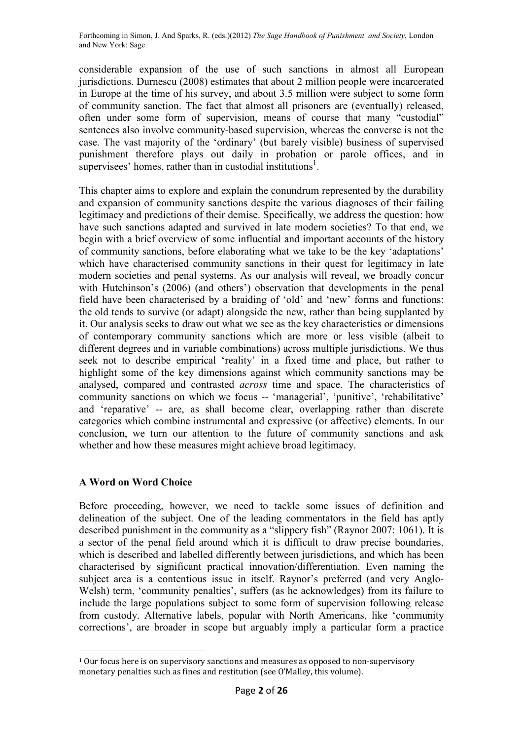considerable expansion of the use of such sanctions in almost all European jurisdictions. Durnescu (2008) estimates that about 2 million people were incarcerated in Europe at the time of his survey, and about 3.5 million were subject to some form of community sanction. The fact that almost all prisoners are (eventually) released, often under some form of supervision, means of course that many "custodial" sentences also involve community-based supervision, whereas the converse is not the case. The vast majority of the 'ordinary' (but barely visible) business of supervised punishment therefore plays out daily in probation or parole offices, and in supervisees' homes, rather than in custodial institutions[1].

This chapter aims to explore and explain the conundrum represented by the durability and expansion of community sanctions despite the various diagnoses of their failing legitimacy and predictions of their demise. Specifically, we address the question: how have such sanctions adapted and survived in late modern societies? To that end, we begin with a brief overview of some influential and important accounts of the history of community sanctions, before elaborating what we take to be the key 'adaptations' which have characterised community sanctions in their quest for legitimacy in late modern societies and penal systems. As our analysis will reveal, we broadly concur with Hutchinson's (2006) (and others') observation that developments in the penal field have been characterised by a braiding of 'old' and 'new' forms and functions: the old tends to survive (or adapt) alongside the new, rather than being supplanted by it. Our analysis seeks to draw out what we see as the key characteristics or dimensions of contemporary community sanctions which are more or less visible (albeit to different degrees and in variable combinations) across multiple jurisdictions. We thus seek not to describe empirical 'reality' in a fixed time and place, but rather to highlight some of the key dimensions against which community sanctions may be analysed, compared and contrasted *across* time and space. The characteristics of community sanctions on which we focus -- 'managerial', 'punitive', 'rehabilitative' and 'reparative' -- are, as shall become clear, overlapping rather than discrete categories which combine instrumental and expressive (or affective) elements. In our conclusion, we turn our attention to the future of community sanctions and ask whether and how these measures might achieve broad legitimacy.

## A Word on Word Choice

Before proceeding, however, we need to tackle some issues of definition and delineation of the subject. One of the leading commentators in the field has aptly described punishment in the community as a "slippery fish" (Raynor 2007: 1061). It is a sector of the penal field around which it is difficult to draw precise boundaries, which is described and labelled differently between jurisdictions, and which has been characterised by significant practical innovation/differentiation. Even naming the subject area is a contentious issue in itself. Raynor's preferred (and very Anglo-Welsh) term, 'community penalties', suffers (as he acknowledges) from its failure to include the large populations subject to some form of supervision following release from custody. Alternative labels, popular with North Americans, like 'community corrections', are broader in scope but arguably imply a particular form a practice

[1] Our focus here is on supervisory sanctions and measures as opposed to non-supervisory monetary penalties such as fines and restitution (see O'Malley, this volume).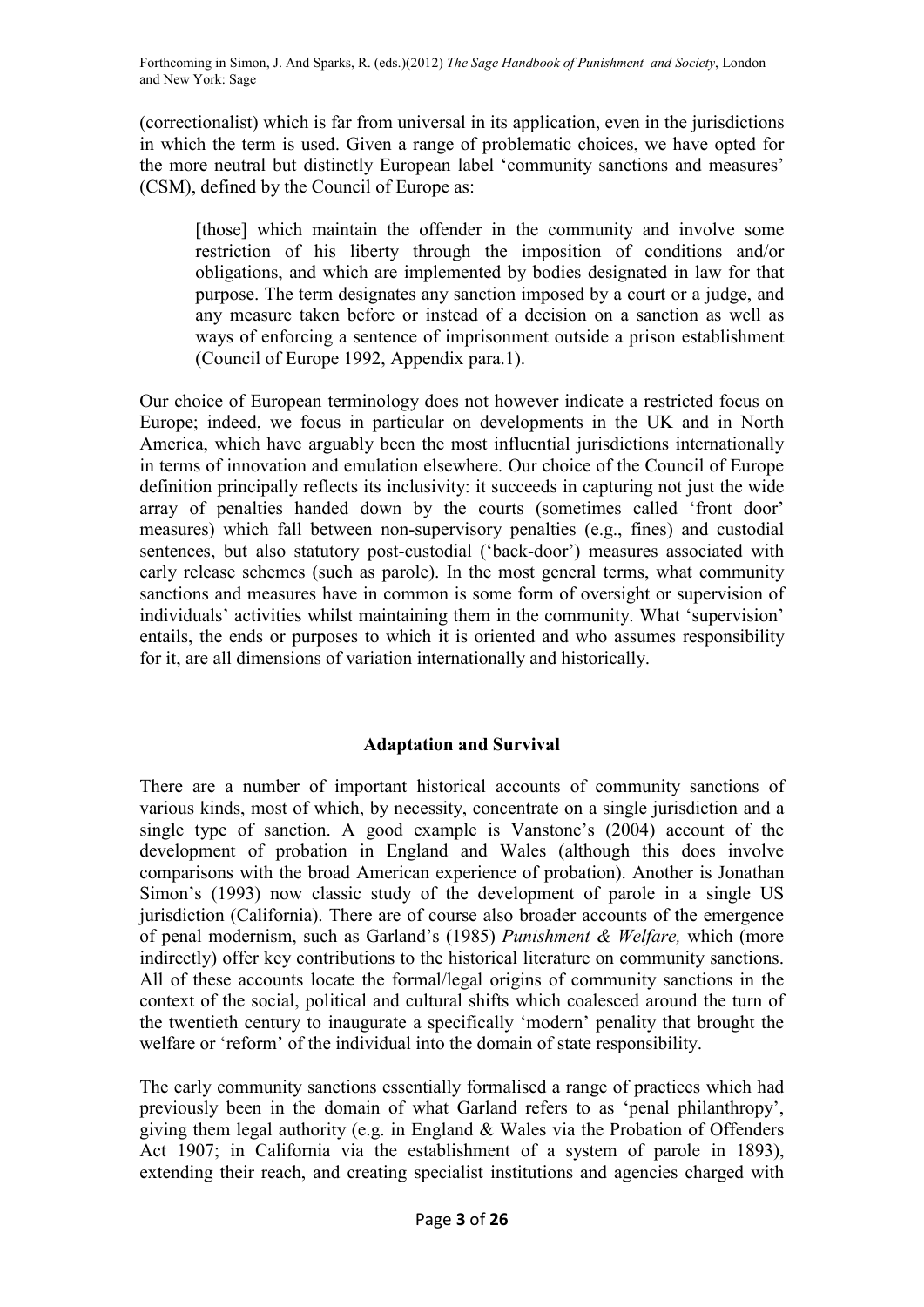(correctionalist) which is far from universal in its application, even in the jurisdictions in which the term is used. Given a range of problematic choices, we have opted for the more neutral but distinctly European label 'community sanctions and measures' (CSM), defined by the Council of Europe as:

> [those] which maintain the offender in the community and involve some restriction of his liberty through the imposition of conditions and/or obligations, and which are implemented by bodies designated in law for that purpose. The term designates any sanction imposed by a court or a judge, and any measure taken before or instead of a decision on a sanction as well as ways of enforcing a sentence of imprisonment outside a prison establishment (Council of Europe 1992, Appendix para.1).

Our choice of European terminology does not however indicate a restricted focus on Europe; indeed, we focus in particular on developments in the UK and in North America, which have arguably been the most influential jurisdictions internationally in terms of innovation and emulation elsewhere. Our choice of the Council of Europe definition principally reflects its inclusivity: it succeeds in capturing not just the wide array of penalties handed down by the courts (sometimes called 'front door' measures) which fall between non-supervisory penalties (e.g., fines) and custodial sentences, but also statutory post-custodial ('back-door') measures associated with early release schemes (such as parole). In the most general terms, what community sanctions and measures have in common is some form of oversight or supervision of individuals' activities whilst maintaining them in the community. What 'supervision' entails, the ends or purposes to which it is oriented and who assumes responsibility for it, are all dimensions of variation internationally and historically.

## Adaptation and Survival

There are a number of important historical accounts of community sanctions of various kinds, most of which, by necessity, concentrate on a single jurisdiction and a single type of sanction. A good example is Vanstone's (2004) account of the development of probation in England and Wales (although this does involve comparisons with the broad American experience of probation). Another is Jonathan Simon's (1993) now classic study of the development of parole in a single US jurisdiction (California). There are of course also broader accounts of the emergence of penal modernism, such as Garland's (1985) *Punishment & Welfare,* which (more indirectly) offer key contributions to the historical literature on community sanctions. All of these accounts locate the formal/legal origins of community sanctions in the context of the social, political and cultural shifts which coalesced around the turn of the twentieth century to inaugurate a specifically 'modern' penality that brought the welfare or 'reform' of the individual into the domain of state responsibility.

The early community sanctions essentially formalised a range of practices which had previously been in the domain of what Garland refers to as 'penal philanthropy', giving them legal authority (e.g. in England & Wales via the Probation of Offenders Act 1907; in California via the establishment of a system of parole in 1893), extending their reach, and creating specialist institutions and agencies charged with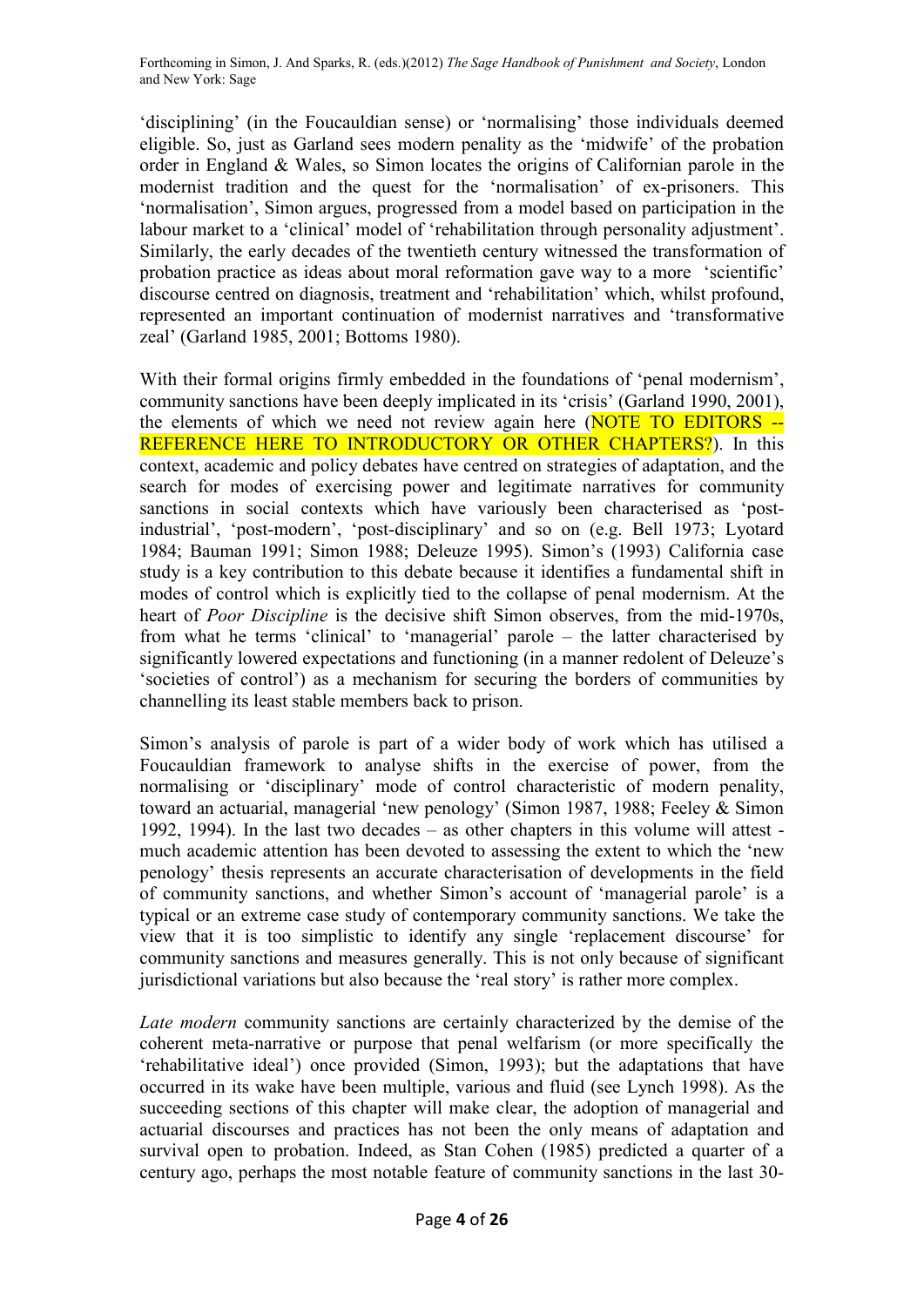'disciplining' (in the Foucauldian sense) or 'normalising' those individuals deemed eligible. So, just as Garland sees modern penality as the 'midwife' of the probation order in England & Wales, so Simon locates the origins of Californian parole in the modernist tradition and the quest for the 'normalisation' of ex-prisoners. This 'normalisation', Simon argues, progressed from a model based on participation in the labour market to a 'clinical' model of 'rehabilitation through personality adjustment'. Similarly, the early decades of the twentieth century witnessed the transformation of probation practice as ideas about moral reformation gave way to a more 'scientific' discourse centred on diagnosis, treatment and 'rehabilitation' which, whilst profound, represented an important continuation of modernist narratives and 'transformative zeal' (Garland 1985, 2001; Bottoms 1980).

With their formal origins firmly embedded in the foundations of 'penal modernism', community sanctions have been deeply implicated in its 'crisis' (Garland 1990, 2001), the elements of which we need not review again here (NOTE TO EDITORS -- REFERENCE HERE TO INTRODUCTORY OR OTHER CHAPTERS?). In this context, academic and policy debates have centred on strategies of adaptation, and the search for modes of exercising power and legitimate narratives for community sanctions in social contexts which have variously been characterised as 'post-industrial', 'post-modern', 'post-disciplinary' and so on (e.g. Bell 1973; Lyotard 1984; Bauman 1991; Simon 1988; Deleuze 1995). Simon's (1993) California case study is a key contribution to this debate because it identifies a fundamental shift in modes of control which is explicitly tied to the collapse of penal modernism. At the heart of *Poor Discipline* is the decisive shift Simon observes, from the mid-1970s, from what he terms 'clinical' to 'managerial' parole – the latter characterised by significantly lowered expectations and functioning (in a manner redolent of Deleuze's 'societies of control') as a mechanism for securing the borders of communities by channelling its least stable members back to prison.

Simon's analysis of parole is part of a wider body of work which has utilised a Foucauldian framework to analyse shifts in the exercise of power, from the normalising or 'disciplinary' mode of control characteristic of modern penality, toward an actuarial, managerial 'new penology' (Simon 1987, 1988; Feeley & Simon 1992, 1994). In the last two decades – as other chapters in this volume will attest - much academic attention has been devoted to assessing the extent to which the 'new penology' thesis represents an accurate characterisation of developments in the field of community sanctions, and whether Simon's account of 'managerial parole' is a typical or an extreme case study of contemporary community sanctions. We take the view that it is too simplistic to identify any single 'replacement discourse' for community sanctions and measures generally. This is not only because of significant jurisdictional variations but also because the 'real story' is rather more complex.

*Late modern* community sanctions are certainly characterized by the demise of the coherent meta-narrative or purpose that penal welfarism (or more specifically the 'rehabilitative ideal') once provided (Simon, 1993); but the adaptations that have occurred in its wake have been multiple, various and fluid (see Lynch 1998). As the succeeding sections of this chapter will make clear, the adoption of managerial and actuarial discourses and practices has not been the only means of adaptation and survival open to probation. Indeed, as Stan Cohen (1985) predicted a quarter of a century ago, perhaps the most notable feature of community sanctions in the last 30-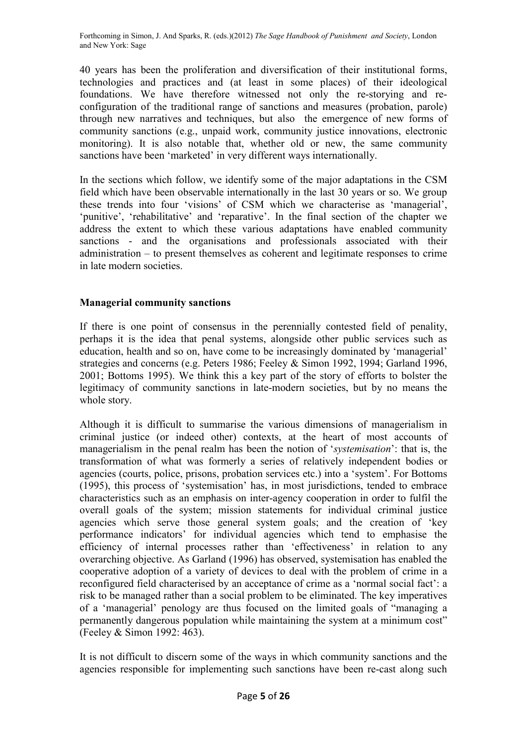40 years has been the proliferation and diversification of their institutional forms, technologies and practices and (at least in some places) of their ideological foundations. We have therefore witnessed not only the re-storying and re-configuration of the traditional range of sanctions and measures (probation, parole) through new narratives and techniques, but also the emergence of new forms of community sanctions (e.g., unpaid work, community justice innovations, electronic monitoring). It is also notable that, whether old or new, the same community sanctions have been 'marketed' in very different ways internationally.

In the sections which follow, we identify some of the major adaptations in the CSM field which have been observable internationally in the last 30 years or so. We group these trends into four 'visions' of CSM which we characterise as 'managerial', 'punitive', 'rehabilitative' and 'reparative'. In the final section of the chapter we address the extent to which these various adaptations have enabled community sanctions - and the organisations and professionals associated with their administration – to present themselves as coherent and legitimate responses to crime in late modern societies.

## Managerial community sanctions

If there is one point of consensus in the perennially contested field of penality, perhaps it is the idea that penal systems, alongside other public services such as education, health and so on, have come to be increasingly dominated by 'managerial' strategies and concerns (e.g. Peters 1986; Feeley & Simon 1992, 1994; Garland 1996, 2001; Bottoms 1995). We think this a key part of the story of efforts to bolster the legitimacy of community sanctions in late-modern societies, but by no means the whole story.

Although it is difficult to summarise the various dimensions of managerialism in criminal justice (or indeed other) contexts, at the heart of most accounts of managerialism in the penal realm has been the notion of '*systemisation*': that is, the transformation of what was formerly a series of relatively independent bodies or agencies (courts, police, prisons, probation services etc.) into a 'system'. For Bottoms (1995), this process of 'systemisation' has, in most jurisdictions, tended to embrace characteristics such as an emphasis on inter-agency cooperation in order to fulfil the overall goals of the system; mission statements for individual criminal justice agencies which serve those general system goals; and the creation of 'key performance indicators' for individual agencies which tend to emphasise the efficiency of internal processes rather than 'effectiveness' in relation to any overarching objective. As Garland (1996) has observed, systemisation has enabled the cooperative adoption of a variety of devices to deal with the problem of crime in a reconfigured field characterised by an acceptance of crime as a 'normal social fact': a risk to be managed rather than a social problem to be eliminated. The key imperatives of a 'managerial' penology are thus focused on the limited goals of "managing a permanently dangerous population while maintaining the system at a minimum cost" (Feeley & Simon 1992: 463).

It is not difficult to discern some of the ways in which community sanctions and the agencies responsible for implementing such sanctions have been re-cast along such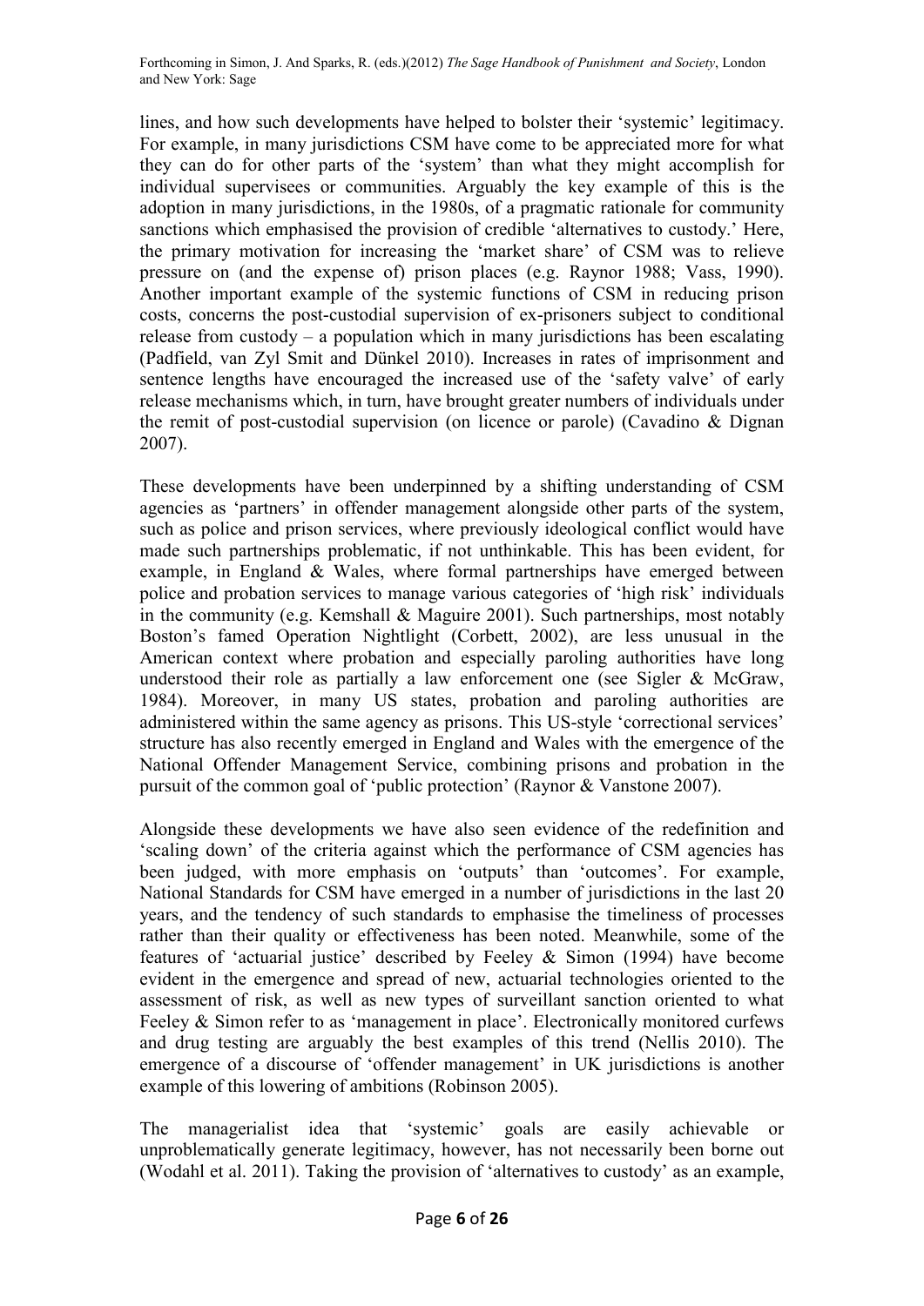lines, and how such developments have helped to bolster their 'systemic' legitimacy. For example, in many jurisdictions CSM have come to be appreciated more for what they can do for other parts of the 'system' than what they might accomplish for individual supervisees or communities. Arguably the key example of this is the adoption in many jurisdictions, in the 1980s, of a pragmatic rationale for community sanctions which emphasised the provision of credible 'alternatives to custody.' Here, the primary motivation for increasing the 'market share' of CSM was to relieve pressure on (and the expense of) prison places (e.g. Raynor 1988; Vass, 1990). Another important example of the systemic functions of CSM in reducing prison costs, concerns the post-custodial supervision of ex-prisoners subject to conditional release from custody – a population which in many jurisdictions has been escalating (Padfield, van Zyl Smit and Dünkel 2010). Increases in rates of imprisonment and sentence lengths have encouraged the increased use of the 'safety valve' of early release mechanisms which, in turn, have brought greater numbers of individuals under the remit of post-custodial supervision (on licence or parole) (Cavadino & Dignan 2007).

These developments have been underpinned by a shifting understanding of CSM agencies as 'partners' in offender management alongside other parts of the system, such as police and prison services, where previously ideological conflict would have made such partnerships problematic, if not unthinkable. This has been evident, for example, in England & Wales, where formal partnerships have emerged between police and probation services to manage various categories of 'high risk' individuals in the community (e.g. Kemshall & Maguire 2001). Such partnerships, most notably Boston's famed Operation Nightlight (Corbett, 2002), are less unusual in the American context where probation and especially paroling authorities have long understood their role as partially a law enforcement one (see Sigler & McGraw, 1984). Moreover, in many US states, probation and paroling authorities are administered within the same agency as prisons. This US-style 'correctional services' structure has also recently emerged in England and Wales with the emergence of the National Offender Management Service, combining prisons and probation in the pursuit of the common goal of 'public protection' (Raynor & Vanstone 2007).

Alongside these developments we have also seen evidence of the redefinition and 'scaling down' of the criteria against which the performance of CSM agencies has been judged, with more emphasis on 'outputs' than 'outcomes'. For example, National Standards for CSM have emerged in a number of jurisdictions in the last 20 years, and the tendency of such standards to emphasise the timeliness of processes rather than their quality or effectiveness has been noted. Meanwhile, some of the features of 'actuarial justice' described by Feeley & Simon (1994) have become evident in the emergence and spread of new, actuarial technologies oriented to the assessment of risk, as well as new types of surveillant sanction oriented to what Feeley & Simon refer to as 'management in place'. Electronically monitored curfews and drug testing are arguably the best examples of this trend (Nellis 2010). The emergence of a discourse of 'offender management' in UK jurisdictions is another example of this lowering of ambitions (Robinson 2005).

The managerialist idea that 'systemic' goals are easily achievable or unproblematically generate legitimacy, however, has not necessarily been borne out (Wodahl et al. 2011). Taking the provision of 'alternatives to custody' as an example,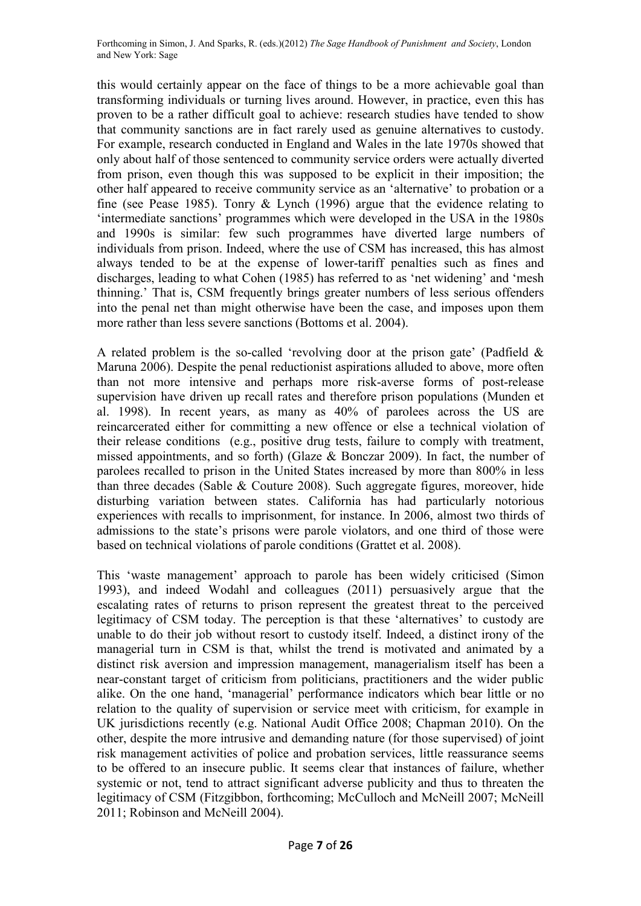this would certainly appear on the face of things to be a more achievable goal than transforming individuals or turning lives around. However, in practice, even this has proven to be a rather difficult goal to achieve: research studies have tended to show that community sanctions are in fact rarely used as genuine alternatives to custody. For example, research conducted in England and Wales in the late 1970s showed that only about half of those sentenced to community service orders were actually diverted from prison, even though this was supposed to be explicit in their imposition; the other half appeared to receive community service as an 'alternative' to probation or a fine (see Pease 1985). Tonry & Lynch (1996) argue that the evidence relating to 'intermediate sanctions' programmes which were developed in the USA in the 1980s and 1990s is similar: few such programmes have diverted large numbers of individuals from prison. Indeed, where the use of CSM has increased, this has almost always tended to be at the expense of lower-tariff penalties such as fines and discharges, leading to what Cohen (1985) has referred to as 'net widening' and 'mesh thinning.' That is, CSM frequently brings greater numbers of less serious offenders into the penal net than might otherwise have been the case, and imposes upon them more rather than less severe sanctions (Bottoms et al. 2004).

A related problem is the so-called 'revolving door at the prison gate' (Padfield & Maruna 2006). Despite the penal reductionist aspirations alluded to above, more often than not more intensive and perhaps more risk-averse forms of post-release supervision have driven up recall rates and therefore prison populations (Munden et al. 1998). In recent years, as many as 40% of parolees across the US are reincarcerated either for committing a new offence or else a technical violation of their release conditions (e.g., positive drug tests, failure to comply with treatment, missed appointments, and so forth) (Glaze & Bonczar 2009). In fact, the number of parolees recalled to prison in the United States increased by more than 800% in less than three decades (Sable & Couture 2008). Such aggregate figures, moreover, hide disturbing variation between states. California has had particularly notorious experiences with recalls to imprisonment, for instance. In 2006, almost two thirds of admissions to the state's prisons were parole violators, and one third of those were based on technical violations of parole conditions (Grattet et al. 2008).

This 'waste management' approach to parole has been widely criticised (Simon 1993), and indeed Wodahl and colleagues (2011) persuasively argue that the escalating rates of returns to prison represent the greatest threat to the perceived legitimacy of CSM today. The perception is that these 'alternatives' to custody are unable to do their job without resort to custody itself. Indeed, a distinct irony of the managerial turn in CSM is that, whilst the trend is motivated and animated by a distinct risk aversion and impression management, managerialism itself has been a near-constant target of criticism from politicians, practitioners and the wider public alike. On the one hand, 'managerial' performance indicators which bear little or no relation to the quality of supervision or service meet with criticism, for example in UK jurisdictions recently (e.g. National Audit Office 2008; Chapman 2010). On the other, despite the more intrusive and demanding nature (for those supervised) of joint risk management activities of police and probation services, little reassurance seems to be offered to an insecure public. It seems clear that instances of failure, whether systemic or not, tend to attract significant adverse publicity and thus to threaten the legitimacy of CSM (Fitzgibbon, forthcoming; McCulloch and McNeill 2007; McNeill 2011; Robinson and McNeill 2004).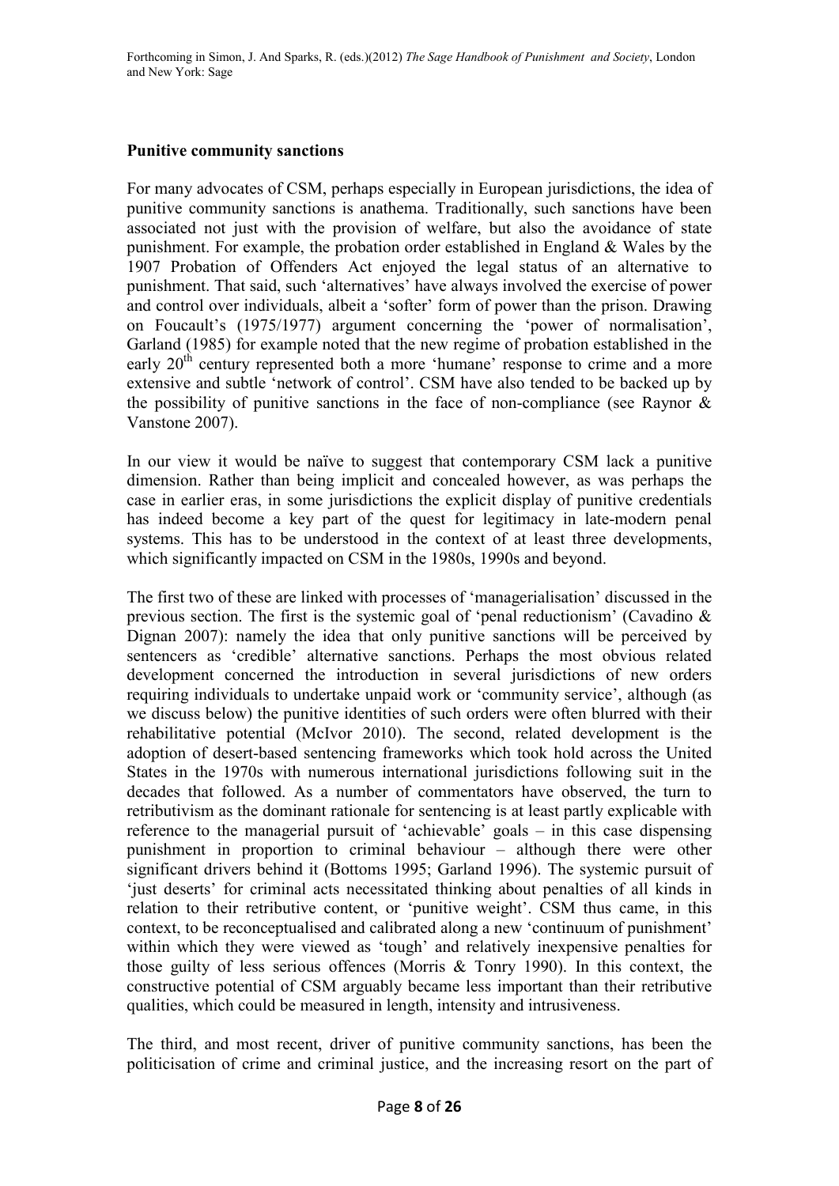## Punitive community sanctions

For many advocates of CSM, perhaps especially in European jurisdictions, the idea of punitive community sanctions is anathema. Traditionally, such sanctions have been associated not just with the provision of welfare, but also the avoidance of state punishment. For example, the probation order established in England & Wales by the 1907 Probation of Offenders Act enjoyed the legal status of an alternative to punishment. That said, such 'alternatives' have always involved the exercise of power and control over individuals, albeit a 'softer' form of power than the prison. Drawing on Foucault's (1975/1977) argument concerning the 'power of normalisation', Garland (1985) for example noted that the new regime of probation established in the early 20th century represented both a more 'humane' response to crime and a more extensive and subtle 'network of control'. CSM have also tended to be backed up by the possibility of punitive sanctions in the face of non-compliance (see Raynor & Vanstone 2007).

In our view it would be naïve to suggest that contemporary CSM lack a punitive dimension. Rather than being implicit and concealed however, as was perhaps the case in earlier eras, in some jurisdictions the explicit display of punitive credentials has indeed become a key part of the quest for legitimacy in late-modern penal systems. This has to be understood in the context of at least three developments, which significantly impacted on CSM in the 1980s, 1990s and beyond.

The first two of these are linked with processes of 'managerialisation' discussed in the previous section. The first is the systemic goal of 'penal reductionism' (Cavadino & Dignan 2007): namely the idea that only punitive sanctions will be perceived by sentencers as 'credible' alternative sanctions. Perhaps the most obvious related development concerned the introduction in several jurisdictions of new orders requiring individuals to undertake unpaid work or 'community service', although (as we discuss below) the punitive identities of such orders were often blurred with their rehabilitative potential (McIvor 2010). The second, related development is the adoption of desert-based sentencing frameworks which took hold across the United States in the 1970s with numerous international jurisdictions following suit in the decades that followed. As a number of commentators have observed, the turn to retributivism as the dominant rationale for sentencing is at least partly explicable with reference to the managerial pursuit of 'achievable' goals – in this case dispensing punishment in proportion to criminal behaviour – although there were other significant drivers behind it (Bottoms 1995; Garland 1996). The systemic pursuit of 'just deserts' for criminal acts necessitated thinking about penalties of all kinds in relation to their retributive content, or 'punitive weight'. CSM thus came, in this context, to be reconceptualised and calibrated along a new 'continuum of punishment' within which they were viewed as 'tough' and relatively inexpensive penalties for those guilty of less serious offences (Morris & Tonry 1990). In this context, the constructive potential of CSM arguably became less important than their retributive qualities, which could be measured in length, intensity and intrusiveness.

The third, and most recent, driver of punitive community sanctions, has been the politicisation of crime and criminal justice, and the increasing resort on the part of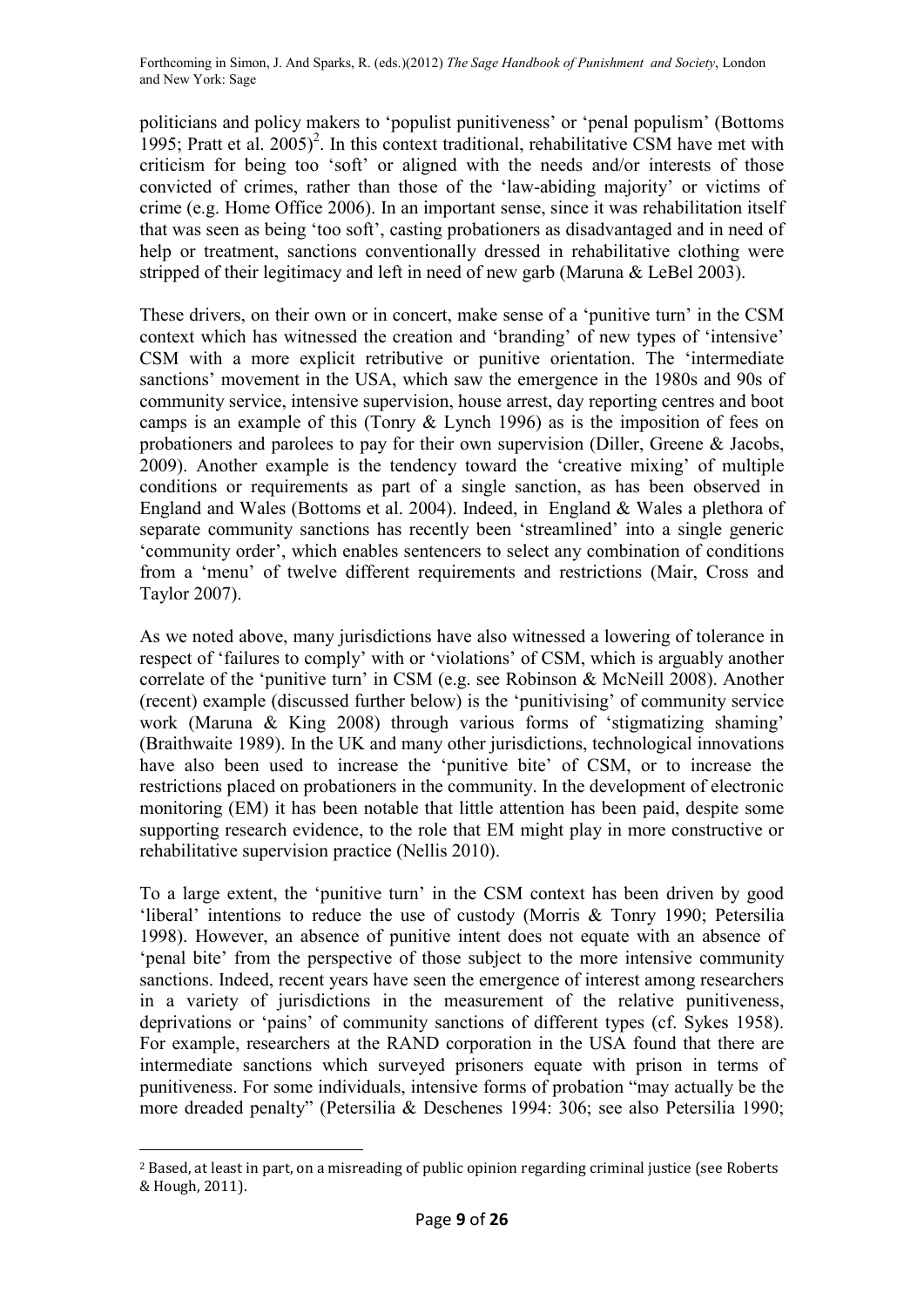politicians and policy makers to 'populist punitiveness' or 'penal populism' (Bottoms 1995; Pratt et al. 2005)[2]. In this context traditional, rehabilitative CSM have met with criticism for being too 'soft' or aligned with the needs and/or interests of those convicted of crimes, rather than those of the 'law-abiding majority' or victims of crime (e.g. Home Office 2006). In an important sense, since it was rehabilitation itself that was seen as being 'too soft', casting probationers as disadvantaged and in need of help or treatment, sanctions conventionally dressed in rehabilitative clothing were stripped of their legitimacy and left in need of new garb (Maruna & LeBel 2003).

These drivers, on their own or in concert, make sense of a 'punitive turn' in the CSM context which has witnessed the creation and 'branding' of new types of 'intensive' CSM with a more explicit retributive or punitive orientation. The 'intermediate sanctions' movement in the USA, which saw the emergence in the 1980s and 90s of community service, intensive supervision, house arrest, day reporting centres and boot camps is an example of this (Tonry & Lynch 1996) as is the imposition of fees on probationers and parolees to pay for their own supervision (Diller, Greene & Jacobs, 2009). Another example is the tendency toward the 'creative mixing' of multiple conditions or requirements as part of a single sanction, as has been observed in England and Wales (Bottoms et al. 2004). Indeed, in England & Wales a plethora of separate community sanctions has recently been 'streamlined' into a single generic 'community order', which enables sentencers to select any combination of conditions from a 'menu' of twelve different requirements and restrictions (Mair, Cross and Taylor 2007).

As we noted above, many jurisdictions have also witnessed a lowering of tolerance in respect of 'failures to comply' with or 'violations' of CSM, which is arguably another correlate of the 'punitive turn' in CSM (e.g. see Robinson & McNeill 2008). Another (recent) example (discussed further below) is the 'punitivising' of community service work (Maruna & King 2008) through various forms of 'stigmatizing shaming' (Braithwaite 1989). In the UK and many other jurisdictions, technological innovations have also been used to increase the 'punitive bite' of CSM, or to increase the restrictions placed on probationers in the community. In the development of electronic monitoring (EM) it has been notable that little attention has been paid, despite some supporting research evidence, to the role that EM might play in more constructive or rehabilitative supervision practice (Nellis 2010).

To a large extent, the 'punitive turn' in the CSM context has been driven by good 'liberal' intentions to reduce the use of custody (Morris & Tonry 1990; Petersilia 1998). However, an absence of punitive intent does not equate with an absence of 'penal bite' from the perspective of those subject to the more intensive community sanctions. Indeed, recent years have seen the emergence of interest among researchers in a variety of jurisdictions in the measurement of the relative punitiveness, deprivations or 'pains' of community sanctions of different types (cf. Sykes 1958). For example, researchers at the RAND corporation in the USA found that there are intermediate sanctions which surveyed prisoners equate with prison in terms of punitiveness. For some individuals, intensive forms of probation "may actually be the more dreaded penalty" (Petersilia & Deschenes 1994: 306; see also Petersilia 1990;

[2] Based, at least in part, on a misreading of public opinion regarding criminal justice (see Roberts & Hough, 2011).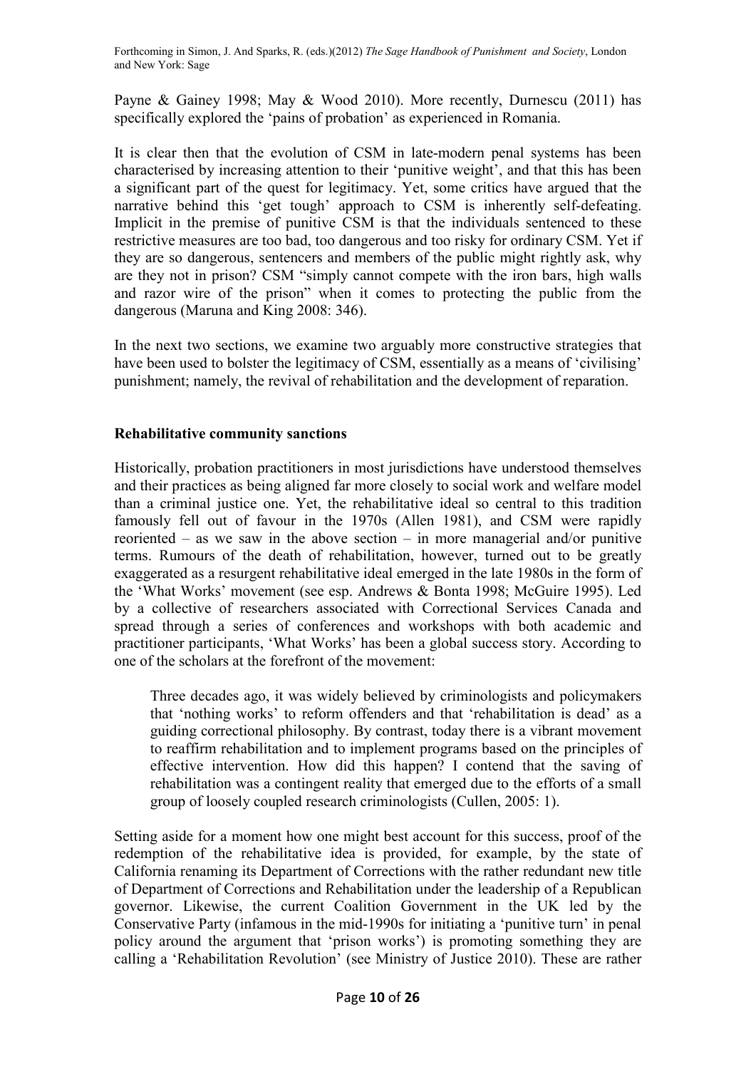Payne & Gainey 1998; May & Wood 2010). More recently, Durnescu (2011) has specifically explored the 'pains of probation' as experienced in Romania.

It is clear then that the evolution of CSM in late-modern penal systems has been characterised by increasing attention to their 'punitive weight', and that this has been a significant part of the quest for legitimacy. Yet, some critics have argued that the narrative behind this 'get tough' approach to CSM is inherently self-defeating. Implicit in the premise of punitive CSM is that the individuals sentenced to these restrictive measures are too bad, too dangerous and too risky for ordinary CSM. Yet if they are so dangerous, sentencers and members of the public might rightly ask, why are they not in prison? CSM "simply cannot compete with the iron bars, high walls and razor wire of the prison" when it comes to protecting the public from the dangerous (Maruna and King 2008: 346).

In the next two sections, we examine two arguably more constructive strategies that have been used to bolster the legitimacy of CSM, essentially as a means of 'civilising' punishment; namely, the revival of rehabilitation and the development of reparation.

## Rehabilitative community sanctions

Historically, probation practitioners in most jurisdictions have understood themselves and their practices as being aligned far more closely to social work and welfare model than a criminal justice one. Yet, the rehabilitative ideal so central to this tradition famously fell out of favour in the 1970s (Allen 1981), and CSM were rapidly reoriented – as we saw in the above section – in more managerial and/or punitive terms. Rumours of the death of rehabilitation, however, turned out to be greatly exaggerated as a resurgent rehabilitative ideal emerged in the late 1980s in the form of the 'What Works' movement (see esp. Andrews & Bonta 1998; McGuire 1995). Led by a collective of researchers associated with Correctional Services Canada and spread through a series of conferences and workshops with both academic and practitioner participants, 'What Works' has been a global success story. According to one of the scholars at the forefront of the movement:

> Three decades ago, it was widely believed by criminologists and policymakers that 'nothing works' to reform offenders and that 'rehabilitation is dead' as a guiding correctional philosophy. By contrast, today there is a vibrant movement to reaffirm rehabilitation and to implement programs based on the principles of effective intervention. How did this happen? I contend that the saving of rehabilitation was a contingent reality that emerged due to the efforts of a small group of loosely coupled research criminologists (Cullen, 2005: 1).

Setting aside for a moment how one might best account for this success, proof of the redemption of the rehabilitative idea is provided, for example, by the state of California renaming its Department of Corrections with the rather redundant new title of Department of Corrections and Rehabilitation under the leadership of a Republican governor. Likewise, the current Coalition Government in the UK led by the Conservative Party (infamous in the mid-1990s for initiating a 'punitive turn' in penal policy around the argument that 'prison works') is promoting something they are calling a 'Rehabilitation Revolution' (see Ministry of Justice 2010). These are rather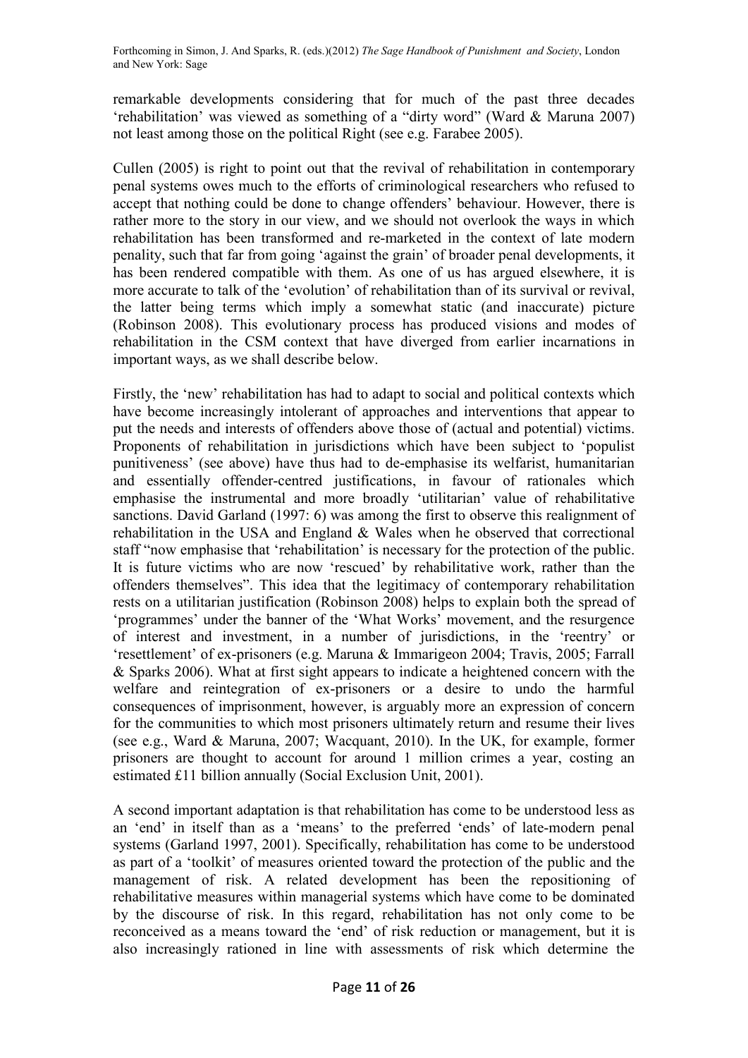remarkable developments considering that for much of the past three decades 'rehabilitation' was viewed as something of a "dirty word" (Ward & Maruna 2007) not least among those on the political Right (see e.g. Farabee 2005).

Cullen (2005) is right to point out that the revival of rehabilitation in contemporary penal systems owes much to the efforts of criminological researchers who refused to accept that nothing could be done to change offenders' behaviour. However, there is rather more to the story in our view, and we should not overlook the ways in which rehabilitation has been transformed and re-marketed in the context of late modern penality, such that far from going 'against the grain' of broader penal developments, it has been rendered compatible with them. As one of us has argued elsewhere, it is more accurate to talk of the 'evolution' of rehabilitation than of its survival or revival, the latter being terms which imply a somewhat static (and inaccurate) picture (Robinson 2008). This evolutionary process has produced visions and modes of rehabilitation in the CSM context that have diverged from earlier incarnations in important ways, as we shall describe below.

Firstly, the 'new' rehabilitation has had to adapt to social and political contexts which have become increasingly intolerant of approaches and interventions that appear to put the needs and interests of offenders above those of (actual and potential) victims. Proponents of rehabilitation in jurisdictions which have been subject to 'populist punitiveness' (see above) have thus had to de-emphasise its welfarist, humanitarian and essentially offender-centred justifications, in favour of rationales which emphasise the instrumental and more broadly 'utilitarian' value of rehabilitative sanctions. David Garland (1997: 6) was among the first to observe this realignment of rehabilitation in the USA and England & Wales when he observed that correctional staff "now emphasise that 'rehabilitation' is necessary for the protection of the public. It is future victims who are now 'rescued' by rehabilitative work, rather than the offenders themselves". This idea that the legitimacy of contemporary rehabilitation rests on a utilitarian justification (Robinson 2008) helps to explain both the spread of 'programmes' under the banner of the 'What Works' movement, and the resurgence of interest and investment, in a number of jurisdictions, in the 'reentry' or 'resettlement' of ex-prisoners (e.g. Maruna & Immarigeon 2004; Travis, 2005; Farrall & Sparks 2006). What at first sight appears to indicate a heightened concern with the welfare and reintegration of ex-prisoners or a desire to undo the harmful consequences of imprisonment, however, is arguably more an expression of concern for the communities to which most prisoners ultimately return and resume their lives (see e.g., Ward & Maruna, 2007; Wacquant, 2010). In the UK, for example, former prisoners are thought to account for around 1 million crimes a year, costing an estimated £11 billion annually (Social Exclusion Unit, 2001).

A second important adaptation is that rehabilitation has come to be understood less as an 'end' in itself than as a 'means' to the preferred 'ends' of late-modern penal systems (Garland 1997, 2001). Specifically, rehabilitation has come to be understood as part of a 'toolkit' of measures oriented toward the protection of the public and the management of risk. A related development has been the repositioning of rehabilitative measures within managerial systems which have come to be dominated by the discourse of risk. In this regard, rehabilitation has not only come to be reconceived as a means toward the 'end' of risk reduction or management, but it is also increasingly rationed in line with assessments of risk which determine the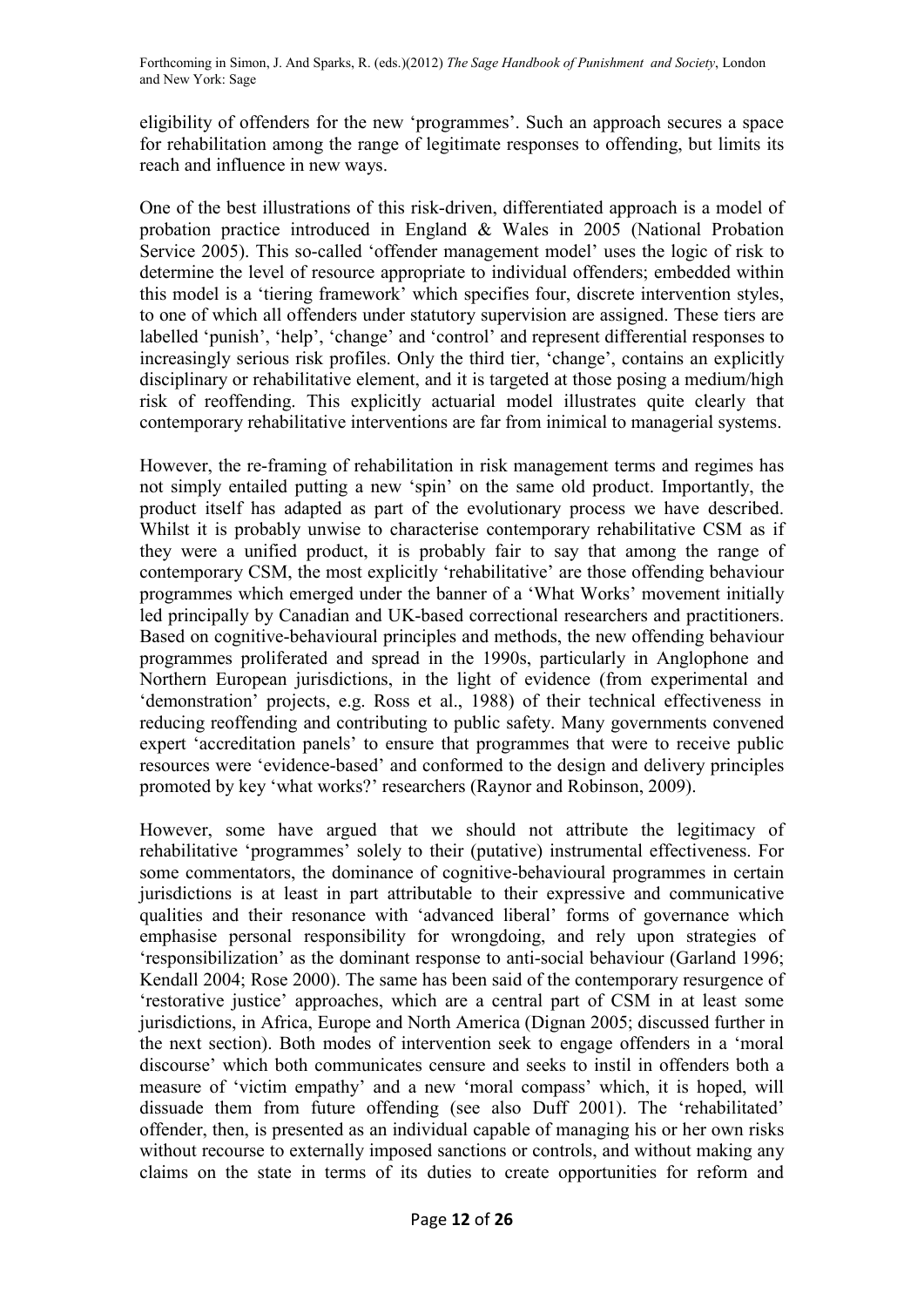eligibility of offenders for the new 'programmes'. Such an approach secures a space for rehabilitation among the range of legitimate responses to offending, but limits its reach and influence in new ways.

One of the best illustrations of this risk-driven, differentiated approach is a model of probation practice introduced in England & Wales in 2005 (National Probation Service 2005). This so-called 'offender management model' uses the logic of risk to determine the level of resource appropriate to individual offenders; embedded within this model is a 'tiering framework' which specifies four, discrete intervention styles, to one of which all offenders under statutory supervision are assigned. These tiers are labelled 'punish', 'help', 'change' and 'control' and represent differential responses to increasingly serious risk profiles. Only the third tier, 'change', contains an explicitly disciplinary or rehabilitative element, and it is targeted at those posing a medium/high risk of reoffending. This explicitly actuarial model illustrates quite clearly that contemporary rehabilitative interventions are far from inimical to managerial systems.

However, the re-framing of rehabilitation in risk management terms and regimes has not simply entailed putting a new 'spin' on the same old product. Importantly, the product itself has adapted as part of the evolutionary process we have described. Whilst it is probably unwise to characterise contemporary rehabilitative CSM as if they were a unified product, it is probably fair to say that among the range of contemporary CSM, the most explicitly 'rehabilitative' are those offending behaviour programmes which emerged under the banner of a 'What Works' movement initially led principally by Canadian and UK-based correctional researchers and practitioners. Based on cognitive-behavioural principles and methods, the new offending behaviour programmes proliferated and spread in the 1990s, particularly in Anglophone and Northern European jurisdictions, in the light of evidence (from experimental and 'demonstration' projects, e.g. Ross et al., 1988) of their technical effectiveness in reducing reoffending and contributing to public safety. Many governments convened expert 'accreditation panels' to ensure that programmes that were to receive public resources were 'evidence-based' and conformed to the design and delivery principles promoted by key 'what works?' researchers (Raynor and Robinson, 2009).

However, some have argued that we should not attribute the legitimacy of rehabilitative 'programmes' solely to their (putative) instrumental effectiveness. For some commentators, the dominance of cognitive-behavioural programmes in certain jurisdictions is at least in part attributable to their expressive and communicative qualities and their resonance with 'advanced liberal' forms of governance which emphasise personal responsibility for wrongdoing, and rely upon strategies of 'responsibilization' as the dominant response to anti-social behaviour (Garland 1996; Kendall 2004; Rose 2000). The same has been said of the contemporary resurgence of 'restorative justice' approaches, which are a central part of CSM in at least some jurisdictions, in Africa, Europe and North America (Dignan 2005; discussed further in the next section). Both modes of intervention seek to engage offenders in a 'moral discourse' which both communicates censure and seeks to instil in offenders both a measure of 'victim empathy' and a new 'moral compass' which, it is hoped, will dissuade them from future offending (see also Duff 2001). The 'rehabilitated' offender, then, is presented as an individual capable of managing his or her own risks without recourse to externally imposed sanctions or controls, and without making any claims on the state in terms of its duties to create opportunities for reform and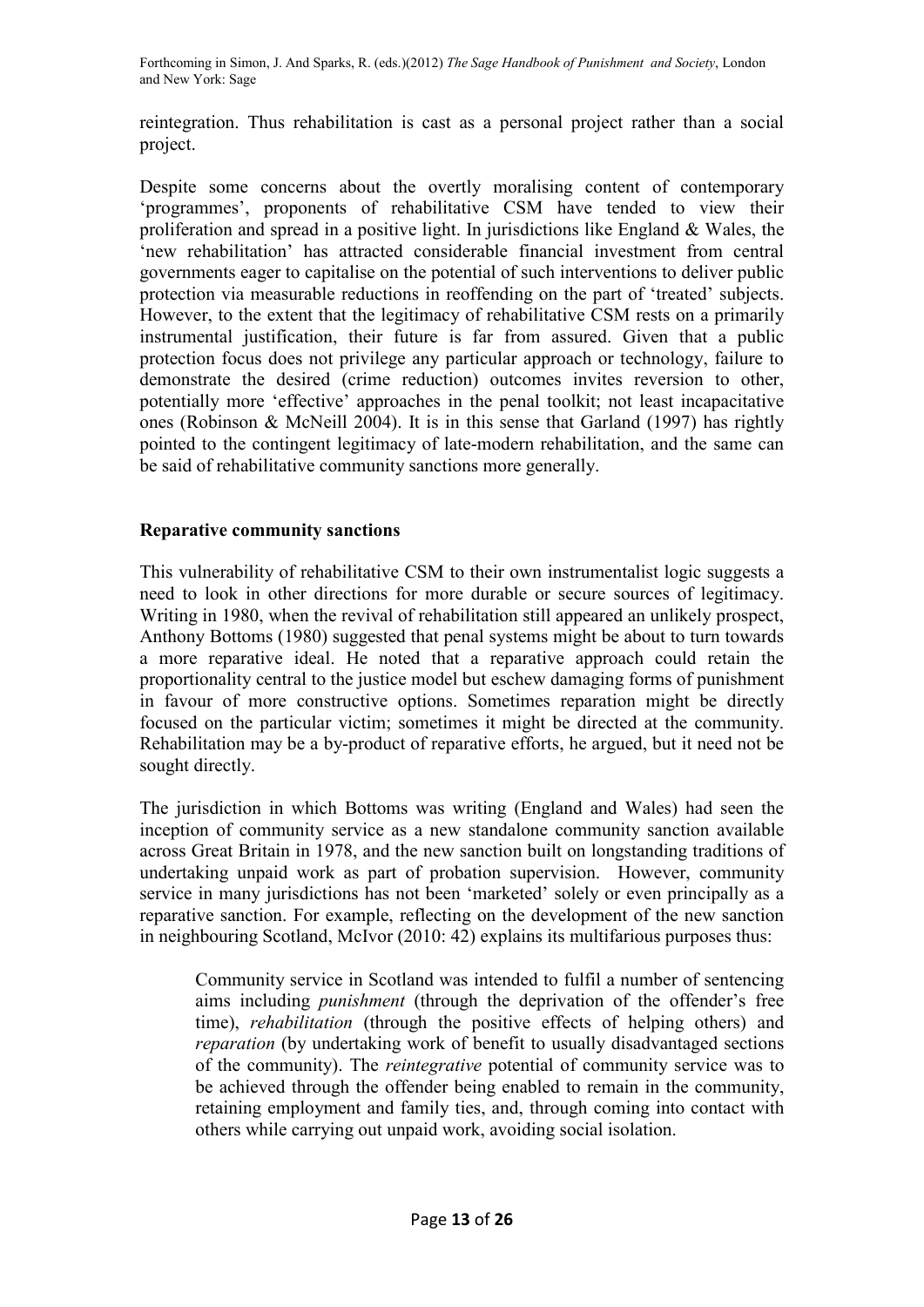reintegration. Thus rehabilitation is cast as a personal project rather than a social project.

Despite some concerns about the overtly moralising content of contemporary 'programmes', proponents of rehabilitative CSM have tended to view their proliferation and spread in a positive light. In jurisdictions like England & Wales, the 'new rehabilitation' has attracted considerable financial investment from central governments eager to capitalise on the potential of such interventions to deliver public protection via measurable reductions in reoffending on the part of 'treated' subjects. However, to the extent that the legitimacy of rehabilitative CSM rests on a primarily instrumental justification, their future is far from assured. Given that a public protection focus does not privilege any particular approach or technology, failure to demonstrate the desired (crime reduction) outcomes invites reversion to other, potentially more 'effective' approaches in the penal toolkit; not least incapacitative ones (Robinson & McNeill 2004). It is in this sense that Garland (1997) has rightly pointed to the contingent legitimacy of late-modern rehabilitation, and the same can be said of rehabilitative community sanctions more generally.

**Reparative community sanctions**

This vulnerability of rehabilitative CSM to their own instrumentalist logic suggests a need to look in other directions for more durable or secure sources of legitimacy. Writing in 1980, when the revival of rehabilitation still appeared an unlikely prospect, Anthony Bottoms (1980) suggested that penal systems might be about to turn towards a more reparative ideal. He noted that a reparative approach could retain the proportionality central to the justice model but eschew damaging forms of punishment in favour of more constructive options. Sometimes reparation might be directly focused on the particular victim; sometimes it might be directed at the community. Rehabilitation may be a by-product of reparative efforts, he argued, but it need not be sought directly.

The jurisdiction in which Bottoms was writing (England and Wales) had seen the inception of community service as a new standalone community sanction available across Great Britain in 1978, and the new sanction built on longstanding traditions of undertaking unpaid work as part of probation supervision. However, community service in many jurisdictions has not been 'marketed' solely or even principally as a reparative sanction. For example, reflecting on the development of the new sanction in neighbouring Scotland, McIvor (2010: 42) explains its multifarious purposes thus:

> Community service in Scotland was intended to fulfil a number of sentencing aims including *punishment* (through the deprivation of the offender's free time), *rehabilitation* (through the positive effects of helping others) and *reparation* (by undertaking work of benefit to usually disadvantaged sections of the community). The *reintegrative* potential of community service was to be achieved through the offender being enabled to remain in the community, retaining employment and family ties, and, through coming into contact with others while carrying out unpaid work, avoiding social isolation.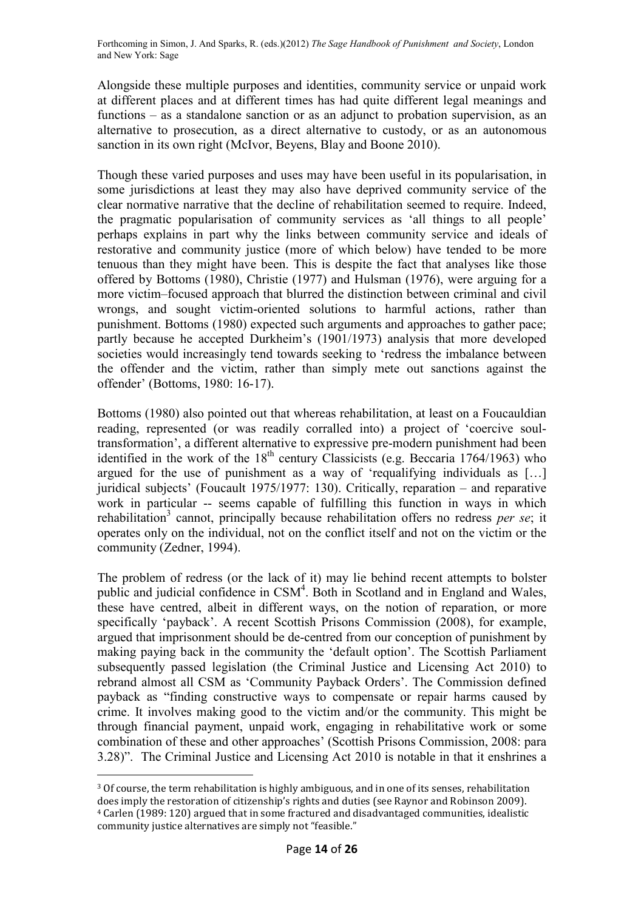Alongside these multiple purposes and identities, community service or unpaid work at different places and at different times has had quite different legal meanings and functions – as a standalone sanction or as an adjunct to probation supervision, as an alternative to prosecution, as a direct alternative to custody, or as an autonomous sanction in its own right (McIvor, Beyens, Blay and Boone 2010).

Though these varied purposes and uses may have been useful in its popularisation, in some jurisdictions at least they may also have deprived community service of the clear normative narrative that the decline of rehabilitation seemed to require. Indeed, the pragmatic popularisation of community services as 'all things to all people' perhaps explains in part why the links between community service and ideals of restorative and community justice (more of which below) have tended to be more tenuous than they might have been. This is despite the fact that analyses like those offered by Bottoms (1980), Christie (1977) and Hulsman (1976), were arguing for a more victim–focused approach that blurred the distinction between criminal and civil wrongs, and sought victim-oriented solutions to harmful actions, rather than punishment. Bottoms (1980) expected such arguments and approaches to gather pace; partly because he accepted Durkheim's (1901/1973) analysis that more developed societies would increasingly tend towards seeking to 'redress the imbalance between the offender and the victim, rather than simply mete out sanctions against the offender' (Bottoms, 1980: 16-17).

Bottoms (1980) also pointed out that whereas rehabilitation, at least on a Foucauldian reading, represented (or was readily corralled into) a project of 'coercive soul-transformation', a different alternative to expressive pre-modern punishment had been identified in the work of the 18th century Classicists (e.g. Beccaria 1764/1963) who argued for the use of punishment as a way of 'requalifying individuals as […] juridical subjects' (Foucault 1975/1977: 130). Critically, reparation – and reparative work in particular -- seems capable of fulfilling this function in ways in which rehabilitation[3] cannot, principally because rehabilitation offers no redress *per se*; it operates only on the individual, not on the conflict itself and not on the victim or the community (Zedner, 1994).

The problem of redress (or the lack of it) may lie behind recent attempts to bolster public and judicial confidence in CSM[4]. Both in Scotland and in England and Wales, these have centred, albeit in different ways, on the notion of reparation, or more specifically 'payback'. A recent Scottish Prisons Commission (2008), for example, argued that imprisonment should be de-centred from our conception of punishment by making paying back in the community the 'default option'. The Scottish Parliament subsequently passed legislation (the Criminal Justice and Licensing Act 2010) to rebrand almost all CSM as 'Community Payback Orders'. The Commission defined payback as "finding constructive ways to compensate or repair harms caused by crime. It involves making good to the victim and/or the community. This might be through financial payment, unpaid work, engaging in rehabilitative work or some combination of these and other approaches' (Scottish Prisons Commission, 2008: para 3.28)". The Criminal Justice and Licensing Act 2010 is notable in that it enshrines a

---

[3] Of course, the term rehabilitation is highly ambiguous, and in one of its senses, rehabilitation does imply the restoration of citizenship's rights and duties (see Raynor and Robinson 2009).

[4] Carlen (1989: 120) argued that in some fractured and disadvantaged communities, idealistic community justice alternatives are simply not "feasible."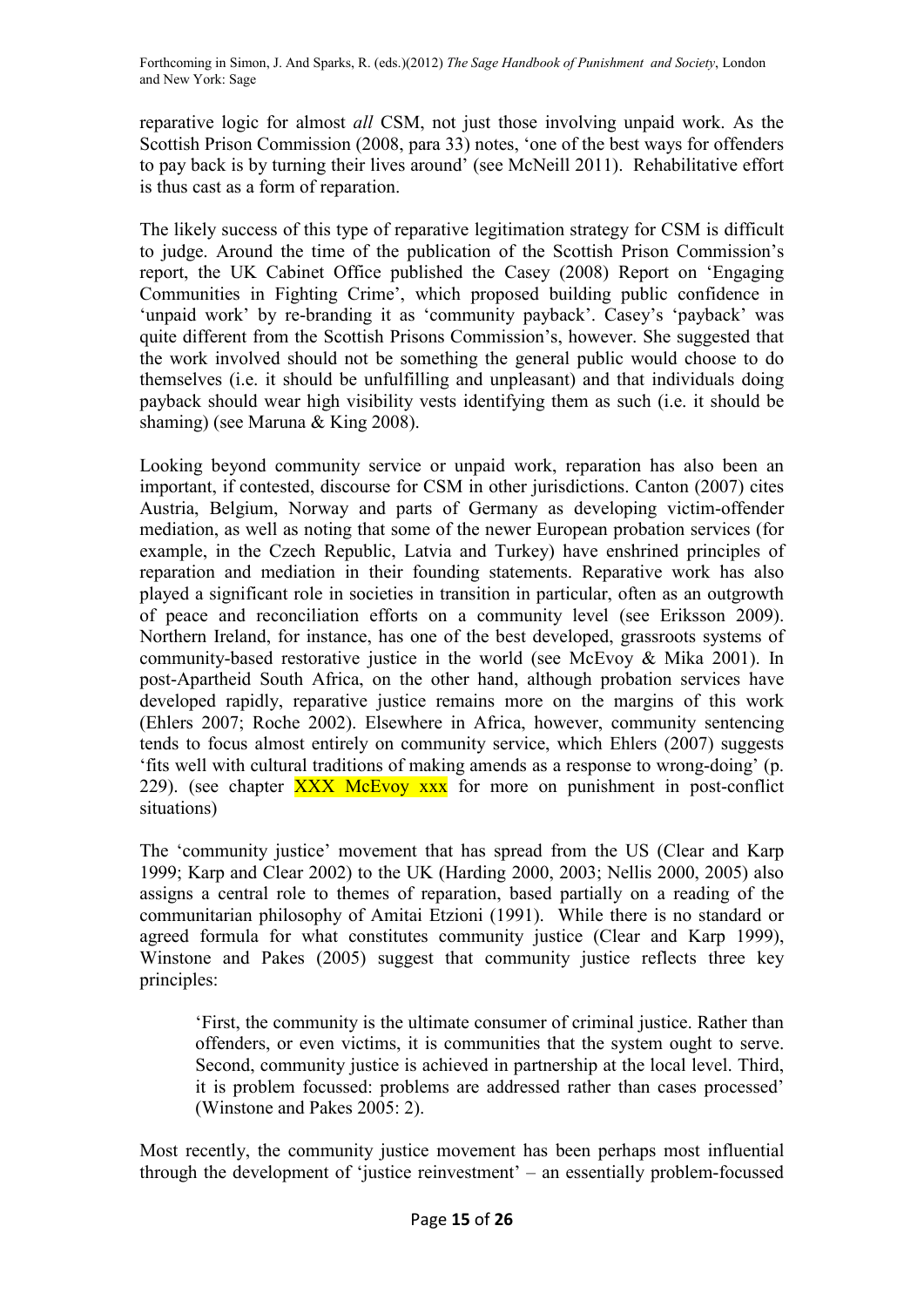reparative logic for almost *all* CSM, not just those involving unpaid work. As the Scottish Prison Commission (2008, para 33) notes, 'one of the best ways for offenders to pay back is by turning their lives around' (see McNeill 2011). Rehabilitative effort is thus cast as a form of reparation.

The likely success of this type of reparative legitimation strategy for CSM is difficult to judge. Around the time of the publication of the Scottish Prison Commission's report, the UK Cabinet Office published the Casey (2008) Report on 'Engaging Communities in Fighting Crime', which proposed building public confidence in 'unpaid work' by re-branding it as 'community payback'. Casey's 'payback' was quite different from the Scottish Prisons Commission's, however. She suggested that the work involved should not be something the general public would choose to do themselves (i.e. it should be unfulfilling and unpleasant) and that individuals doing payback should wear high visibility vests identifying them as such (i.e. it should be shaming) (see Maruna & King 2008).

Looking beyond community service or unpaid work, reparation has also been an important, if contested, discourse for CSM in other jurisdictions. Canton (2007) cites Austria, Belgium, Norway and parts of Germany as developing victim-offender mediation, as well as noting that some of the newer European probation services (for example, in the Czech Republic, Latvia and Turkey) have enshrined principles of reparation and mediation in their founding statements. Reparative work has also played a significant role in societies in transition in particular, often as an outgrowth of peace and reconciliation efforts on a community level (see Eriksson 2009). Northern Ireland, for instance, has one of the best developed, grassroots systems of community-based restorative justice in the world (see McEvoy & Mika 2001). In post-Apartheid South Africa, on the other hand, although probation services have developed rapidly, reparative justice remains more on the margins of this work (Ehlers 2007; Roche 2002). Elsewhere in Africa, however, community sentencing tends to focus almost entirely on community service, which Ehlers (2007) suggests 'fits well with cultural traditions of making amends as a response to wrong-doing' (p. 229). (see chapter XXX McEvoy xxx for more on punishment in post-conflict situations)

The 'community justice' movement that has spread from the US (Clear and Karp 1999; Karp and Clear 2002) to the UK (Harding 2000, 2003; Nellis 2000, 2005) also assigns a central role to themes of reparation, based partially on a reading of the communitarian philosophy of Amitai Etzioni (1991). While there is no standard or agreed formula for what constitutes community justice (Clear and Karp 1999), Winstone and Pakes (2005) suggest that community justice reflects three key principles:

> 'First, the community is the ultimate consumer of criminal justice. Rather than offenders, or even victims, it is communities that the system ought to serve. Second, community justice is achieved in partnership at the local level. Third, it is problem focussed: problems are addressed rather than cases processed' (Winstone and Pakes 2005: 2).

Most recently, the community justice movement has been perhaps most influential through the development of 'justice reinvestment' – an essentially problem-focussed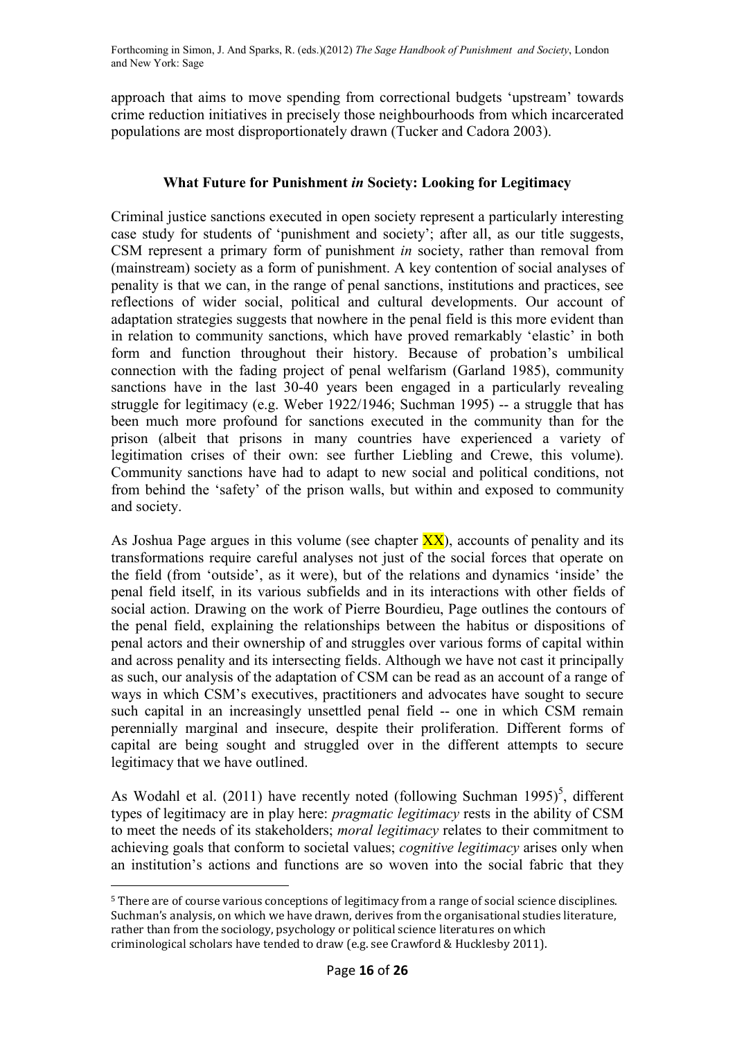approach that aims to move spending from correctional budgets 'upstream' towards crime reduction initiatives in precisely those neighbourhoods from which incarcerated populations are most disproportionately drawn (Tucker and Cadora 2003).

## What Future for Punishment *in* Society: Looking for Legitimacy

Criminal justice sanctions executed in open society represent a particularly interesting case study for students of 'punishment and society'; after all, as our title suggests, CSM represent a primary form of punishment *in* society, rather than removal from (mainstream) society as a form of punishment. A key contention of social analyses of penality is that we can, in the range of penal sanctions, institutions and practices, see reflections of wider social, political and cultural developments. Our account of adaptation strategies suggests that nowhere in the penal field is this more evident than in relation to community sanctions, which have proved remarkably 'elastic' in both form and function throughout their history. Because of probation's umbilical connection with the fading project of penal welfarism (Garland 1985), community sanctions have in the last 30-40 years been engaged in a particularly revealing struggle for legitimacy (e.g. Weber 1922/1946; Suchman 1995) -- a struggle that has been much more profound for sanctions executed in the community than for the prison (albeit that prisons in many countries have experienced a variety of legitimation crises of their own: see further Liebling and Crewe, this volume). Community sanctions have had to adapt to new social and political conditions, not from behind the 'safety' of the prison walls, but within and exposed to community and society.

As Joshua Page argues in this volume (see chapter XX), accounts of penality and its transformations require careful analyses not just of the social forces that operate on the field (from 'outside', as it were), but of the relations and dynamics 'inside' the penal field itself, in its various subfields and in its interactions with other fields of social action. Drawing on the work of Pierre Bourdieu, Page outlines the contours of the penal field, explaining the relationships between the habitus or dispositions of penal actors and their ownership of and struggles over various forms of capital within and across penality and its intersecting fields. Although we have not cast it principally as such, our analysis of the adaptation of CSM can be read as an account of a range of ways in which CSM's executives, practitioners and advocates have sought to secure such capital in an increasingly unsettled penal field -- one in which CSM remain perennially marginal and insecure, despite their proliferation. Different forms of capital are being sought and struggled over in the different attempts to secure legitimacy that we have outlined.

As Wodahl et al. (2011) have recently noted (following Suchman 1995)[5], different types of legitimacy are in play here: *pragmatic legitimacy* rests in the ability of CSM to meet the needs of its stakeholders; *moral legitimacy* relates to their commitment to achieving goals that conform to societal values; *cognitive legitimacy* arises only when an institution's actions and functions are so woven into the social fabric that they

[5] There are of course various conceptions of legitimacy from a range of social science disciplines. Suchman's analysis, on which we have drawn, derives from the organisational studies literature, rather than from the sociology, psychology or political science literatures on which criminological scholars have tended to draw (e.g. see Crawford & Hucklesby 2011).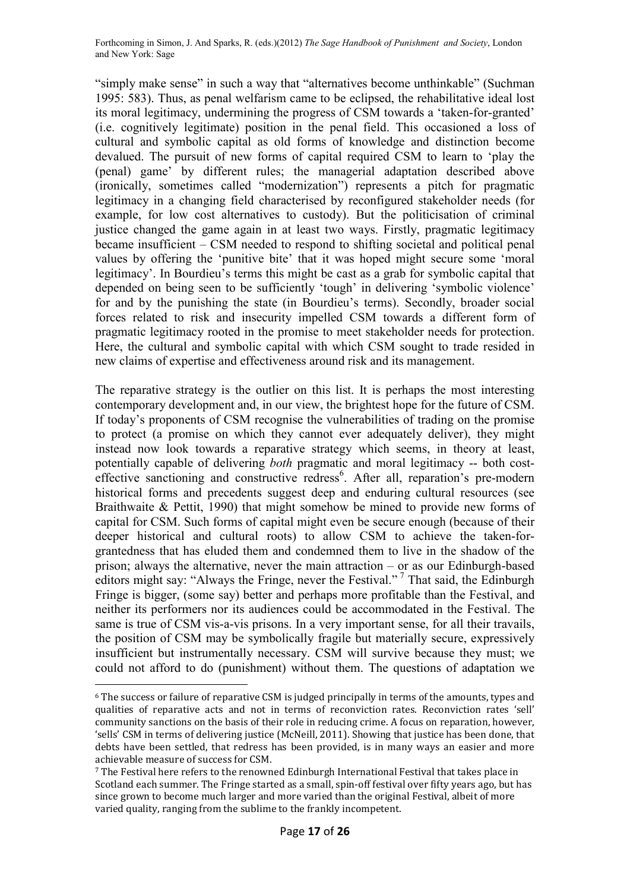"simply make sense" in such a way that "alternatives become unthinkable" (Suchman 1995: 583). Thus, as penal welfarism came to be eclipsed, the rehabilitative ideal lost its moral legitimacy, undermining the progress of CSM towards a 'taken-for-granted' (i.e. cognitively legitimate) position in the penal field. This occasioned a loss of cultural and symbolic capital as old forms of knowledge and distinction become devalued. The pursuit of new forms of capital required CSM to learn to 'play the (penal) game' by different rules; the managerial adaptation described above (ironically, sometimes called "modernization") represents a pitch for pragmatic legitimacy in a changing field characterised by reconfigured stakeholder needs (for example, for low cost alternatives to custody). But the politicisation of criminal justice changed the game again in at least two ways. Firstly, pragmatic legitimacy became insufficient – CSM needed to respond to shifting societal and political penal values by offering the 'punitive bite' that it was hoped might secure some 'moral legitimacy'. In Bourdieu's terms this might be cast as a grab for symbolic capital that depended on being seen to be sufficiently 'tough' in delivering 'symbolic violence' for and by the punishing the state (in Bourdieu's terms). Secondly, broader social forces related to risk and insecurity impelled CSM towards a different form of pragmatic legitimacy rooted in the promise to meet stakeholder needs for protection. Here, the cultural and symbolic capital with which CSM sought to trade resided in new claims of expertise and effectiveness around risk and its management.

The reparative strategy is the outlier on this list. It is perhaps the most interesting contemporary development and, in our view, the brightest hope for the future of CSM. If today's proponents of CSM recognise the vulnerabilities of trading on the promise to protect (a promise on which they cannot ever adequately deliver), they might instead now look towards a reparative strategy which seems, in theory at least, potentially capable of delivering *both* pragmatic and moral legitimacy -- both cost-effective sanctioning and constructive redress[6]. After all, reparation's pre-modern historical forms and precedents suggest deep and enduring cultural resources (see Braithwaite & Pettit, 1990) that might somehow be mined to provide new forms of capital for CSM. Such forms of capital might even be secure enough (because of their deeper historical and cultural roots) to allow CSM to achieve the taken-for-grantedness that has eluded them and condemned them to live in the shadow of the prison; always the alternative, never the main attraction – or as our Edinburgh-based editors might say: "Always the Fringe, never the Festival." [7] That said, the Edinburgh Fringe is bigger, (some say) better and perhaps more profitable than the Festival, and neither its performers nor its audiences could be accommodated in the Festival. The same is true of CSM vis-a-vis prisons. In a very important sense, for all their travails, the position of CSM may be symbolically fragile but materially secure, expressively insufficient but instrumentally necessary. CSM will survive because they must; we could not afford to do (punishment) without them. The questions of adaptation we

---

[6] The success or failure of reparative CSM is judged principally in terms of the amounts, types and qualities of reparative acts and not in terms of reconviction rates. Reconviction rates 'sell' community sanctions on the basis of their role in reducing crime. A focus on reparation, however, 'sells' CSM in terms of delivering justice (McNeill, 2011). Showing that justice has been done, that debts have been settled, that redress has been provided, is in many ways an easier and more achievable measure of success for CSM.

[7] The Festival here refers to the renowned Edinburgh International Festival that takes place in Scotland each summer. The Fringe started as a small, spin-off festival over fifty years ago, but has since grown to become much larger and more varied than the original Festival, albeit of more varied quality, ranging from the sublime to the frankly incompetent.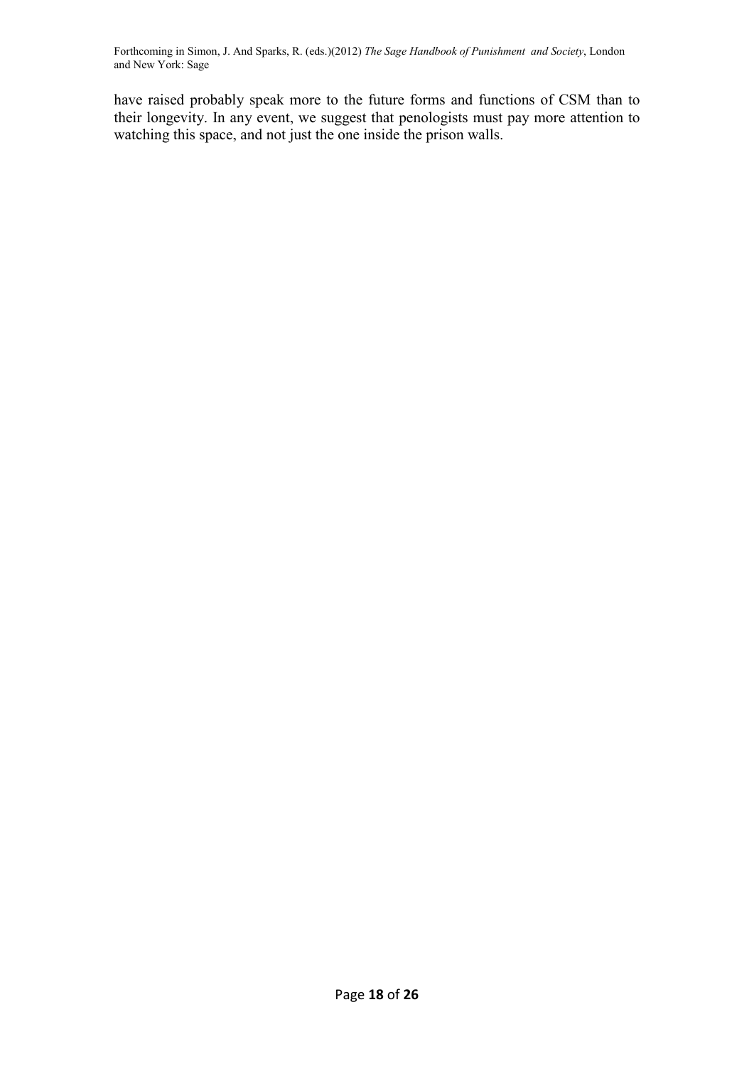have raised probably speak more to the future forms and functions of CSM than to their longevity. In any event, we suggest that penologists must pay more attention to watching this space, and not just the one inside the prison walls.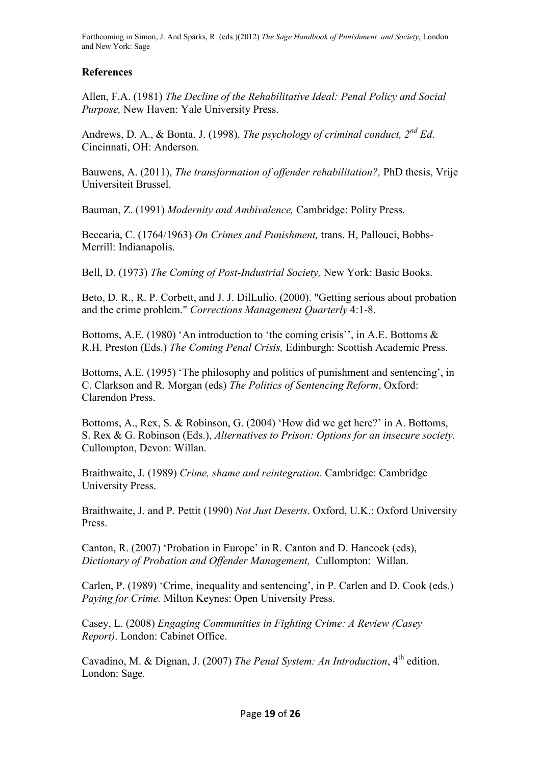## References

Allen, F.A. (1981) *The Decline of the Rehabilitative Ideal: Penal Policy and Social Purpose,* New Haven: Yale University Press.

Andrews, D. A., & Bonta, J. (1998). *The psychology of criminal conduct, 2nd Ed*. Cincinnati, OH: Anderson.

Bauwens, A. (2011), *The transformation of offender rehabilitation?,* PhD thesis, Vrije Universiteit Brussel.

Bauman, Z. (1991) *Modernity and Ambivalence,* Cambridge: Polity Press.

Beccaria, C. (1764/1963) *On Crimes and Punishment,* trans. H, Pallouci, Bobbs-Merrill: Indianapolis.

Bell, D. (1973) *The Coming of Post-Industrial Society,* New York: Basic Books.

Beto, D. R., R. P. Corbett, and J. J. DilLulio. (2000). "Getting serious about probation and the crime problem." *Corrections Management Quarterly* 4:1-8.

Bottoms, A.E. (1980) 'An introduction to 'the coming crisis'', in A.E. Bottoms & R.H. Preston (Eds.) *The Coming Penal Crisis,* Edinburgh: Scottish Academic Press.

Bottoms, A.E. (1995) 'The philosophy and politics of punishment and sentencing', in C. Clarkson and R. Morgan (eds) *The Politics of Sentencing Reform*, Oxford: Clarendon Press.

Bottoms, A., Rex, S. & Robinson, G. (2004) 'How did we get here?' in A. Bottoms, S. Rex & G. Robinson (Eds.), *Alternatives to Prison: Options for an insecure society.* Cullompton, Devon: Willan.

Braithwaite, J. (1989) *Crime, shame and reintegration*. Cambridge: Cambridge University Press.

Braithwaite, J. and P. Pettit (1990) *Not Just Deserts*. Oxford, U.K.: Oxford University Press.

Canton, R. (2007) 'Probation in Europe' in R. Canton and D. Hancock (eds), *Dictionary of Probation and Offender Management,* Cullompton: Willan.

Carlen, P. (1989) 'Crime, inequality and sentencing', in P. Carlen and D. Cook (eds.) *Paying for Crime.* Milton Keynes: Open University Press.

Casey, L. (2008) *Engaging Communities in Fighting Crime: A Review (Casey Report)*. London: Cabinet Office.

Cavadino, M. & Dignan, J. (2007) *The Penal System: An Introduction*, 4th edition. London: Sage.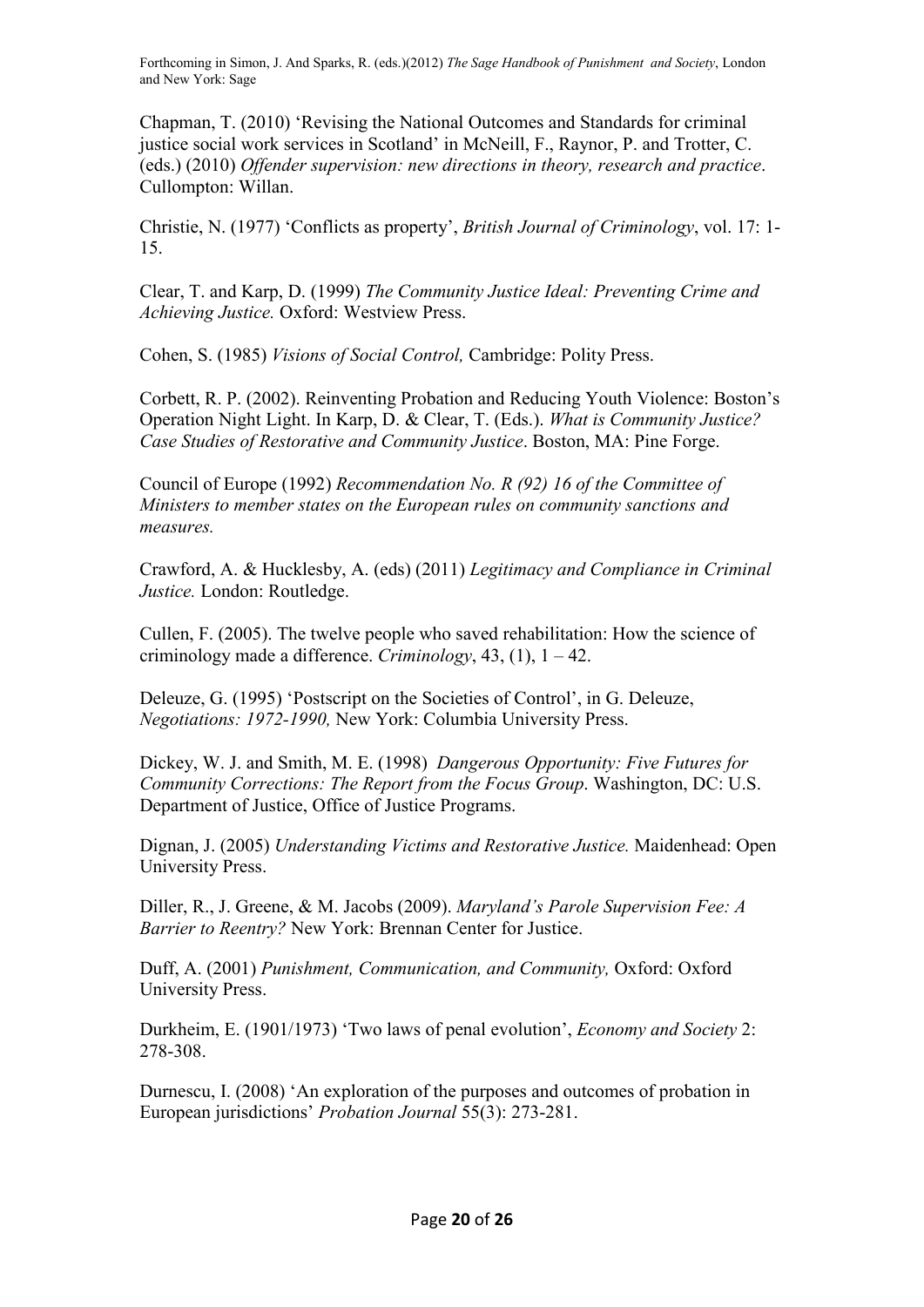Chapman, T. (2010) 'Revising the National Outcomes and Standards for criminal justice social work services in Scotland' in McNeill, F., Raynor, P. and Trotter, C. (eds.) (2010) *Offender supervision: new directions in theory, research and practice*. Cullompton: Willan.

Christie, N. (1977) 'Conflicts as property', *British Journal of Criminology*, vol. 17: 1-15.

Clear, T. and Karp, D. (1999) *The Community Justice Ideal: Preventing Crime and Achieving Justice.* Oxford: Westview Press.

Cohen, S. (1985) *Visions of Social Control,* Cambridge: Polity Press.

Corbett, R. P. (2002). Reinventing Probation and Reducing Youth Violence: Boston's Operation Night Light. In Karp, D. & Clear, T. (Eds.). *What is Community Justice? Case Studies of Restorative and Community Justice*. Boston, MA: Pine Forge.

Council of Europe (1992) *Recommendation No. R (92) 16 of the Committee of Ministers to member states on the European rules on community sanctions and measures.*

Crawford, A. & Hucklesby, A. (eds) (2011) *Legitimacy and Compliance in Criminal Justice.* London: Routledge.

Cullen, F. (2005). The twelve people who saved rehabilitation: How the science of criminology made a difference. *Criminology*, 43, (1), 1 – 42.

Deleuze, G. (1995) 'Postscript on the Societies of Control', in G. Deleuze, *Negotiations: 1972-1990,* New York: Columbia University Press.

Dickey, W. J. and Smith, M. E. (1998) *Dangerous Opportunity: Five Futures for Community Corrections: The Report from the Focus Group*. Washington, DC: U.S. Department of Justice, Office of Justice Programs.

Dignan, J. (2005) *Understanding Victims and Restorative Justice.* Maidenhead: Open University Press.

Diller, R., J. Greene, & M. Jacobs (2009). *Maryland's Parole Supervision Fee: A Barrier to Reentry?* New York: Brennan Center for Justice.

Duff, A. (2001) *Punishment, Communication, and Community,* Oxford: Oxford University Press.

Durkheim, E. (1901/1973) 'Two laws of penal evolution', *Economy and Society* 2: 278-308.

Durnescu, I. (2008) 'An exploration of the purposes and outcomes of probation in European jurisdictions' *Probation Journal* 55(3): 273-281.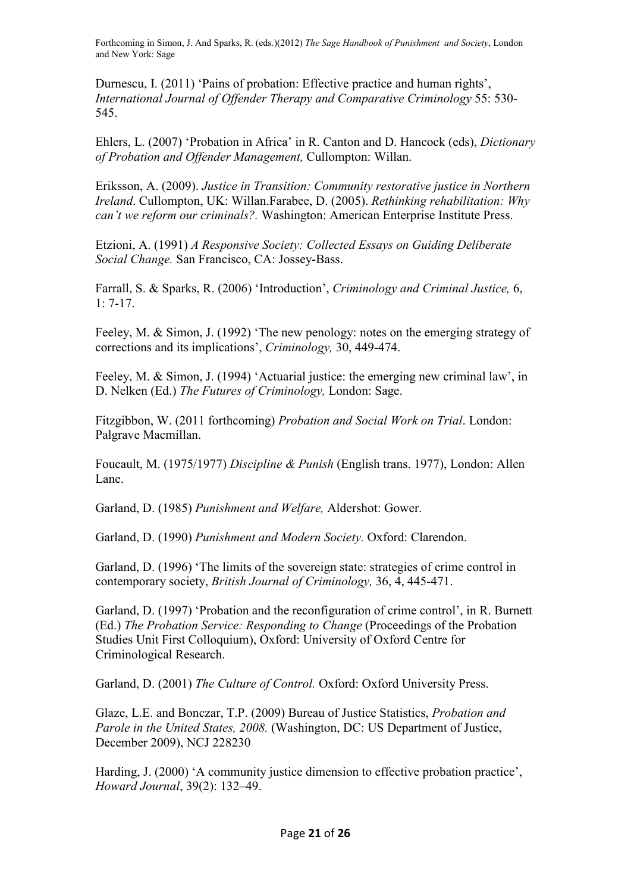Durnescu, I. (2011) 'Pains of probation: Effective practice and human rights', *International Journal of Offender Therapy and Comparative Criminology* 55: 530-545.

Ehlers, L. (2007) 'Probation in Africa' in R. Canton and D. Hancock (eds), *Dictionary of Probation and Offender Management,* Cullompton: Willan.

Eriksson, A. (2009). *Justice in Transition: Community restorative justice in Northern Ireland*. Cullompton, UK: Willan.Farabee, D. (2005). *Rethinking rehabilitation: Why can't we reform our criminals?.* Washington: American Enterprise Institute Press.

Etzioni, A. (1991) *A Responsive Society: Collected Essays on Guiding Deliberate Social Change.* San Francisco, CA: Jossey-Bass.

Farrall, S. & Sparks, R. (2006) 'Introduction', *Criminology and Criminal Justice,* 6, 1: 7-17.

Feeley, M. & Simon, J. (1992) 'The new penology: notes on the emerging strategy of corrections and its implications', *Criminology,* 30, 449-474.

Feeley, M. & Simon, J. (1994) 'Actuarial justice: the emerging new criminal law', in D. Nelken (Ed.) *The Futures of Criminology,* London: Sage.

Fitzgibbon, W. (2011 forthcoming) *Probation and Social Work on Trial*. London: Palgrave Macmillan.

Foucault, M. (1975/1977) *Discipline & Punish* (English trans. 1977), London: Allen Lane.

Garland, D. (1985) *Punishment and Welfare,* Aldershot: Gower.

Garland, D. (1990) *Punishment and Modern Society.* Oxford: Clarendon.

Garland, D. (1996) 'The limits of the sovereign state: strategies of crime control in contemporary society, *British Journal of Criminology,* 36, 4, 445-471.

Garland, D. (1997) 'Probation and the reconfiguration of crime control', in R. Burnett (Ed.) *The Probation Service: Responding to Change* (Proceedings of the Probation Studies Unit First Colloquium), Oxford: University of Oxford Centre for Criminological Research.

Garland, D. (2001) *The Culture of Control.* Oxford: Oxford University Press.

Glaze, L.E. and Bonczar, T.P. (2009) Bureau of Justice Statistics, *Probation and Parole in the United States, 2008.* (Washington, DC: US Department of Justice, December 2009), NCJ 228230

Harding, J. (2000) 'A community justice dimension to effective probation practice', *Howard Journal*, 39(2): 132–49.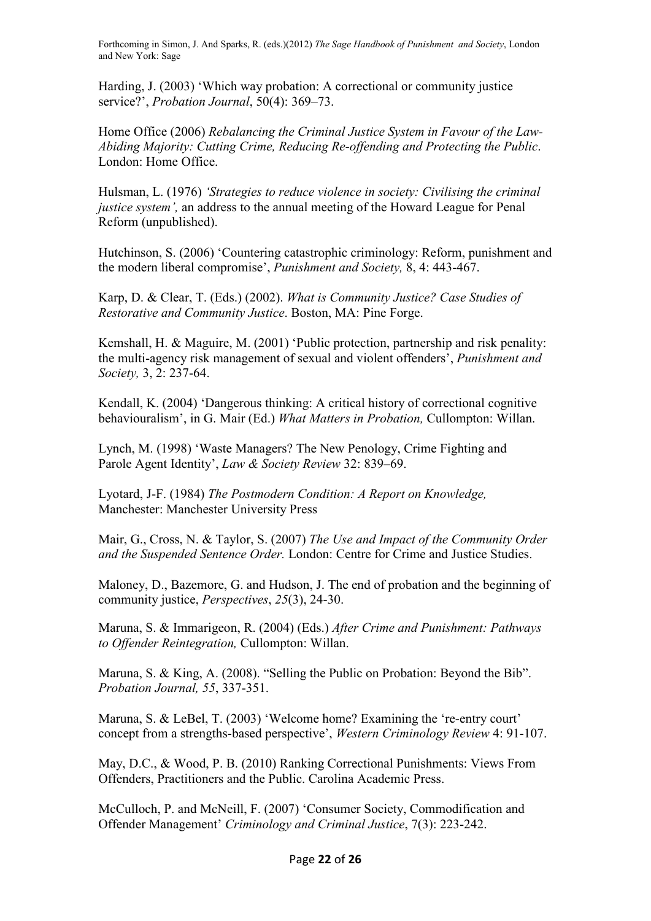Harding, J. (2003) 'Which way probation: A correctional or community justice service?', *Probation Journal*, 50(4): 369–73.

Home Office (2006) *Rebalancing the Criminal Justice System in Favour of the Law-Abiding Majority: Cutting Crime, Reducing Re-offending and Protecting the Public*. London: Home Office.

Hulsman, L. (1976) *'Strategies to reduce violence in society: Civilising the criminal justice system',* an address to the annual meeting of the Howard League for Penal Reform (unpublished).

Hutchinson, S. (2006) 'Countering catastrophic criminology: Reform, punishment and the modern liberal compromise', *Punishment and Society,* 8, 4: 443-467.

Karp, D. & Clear, T. (Eds.) (2002). *What is Community Justice? Case Studies of Restorative and Community Justice*. Boston, MA: Pine Forge.

Kemshall, H. & Maguire, M. (2001) 'Public protection, partnership and risk penality: the multi-agency risk management of sexual and violent offenders', *Punishment and Society,* 3, 2: 237-64.

Kendall, K. (2004) 'Dangerous thinking: A critical history of correctional cognitive behaviouralism', in G. Mair (Ed.) *What Matters in Probation,* Cullompton: Willan.

Lynch, M. (1998) 'Waste Managers? The New Penology, Crime Fighting and Parole Agent Identity', *Law & Society Review* 32: 839–69.

Lyotard, J-F. (1984) *The Postmodern Condition: A Report on Knowledge,* Manchester: Manchester University Press

Mair, G., Cross, N. & Taylor, S. (2007) *The Use and Impact of the Community Order and the Suspended Sentence Order.* London: Centre for Crime and Justice Studies.

Maloney, D., Bazemore, G. and Hudson, J. The end of probation and the beginning of community justice, *Perspectives*, *25*(3), 24-30.

Maruna, S. & Immarigeon, R. (2004) (Eds.) *After Crime and Punishment: Pathways to Offender Reintegration,* Cullompton: Willan.

Maruna, S. & King, A. (2008). "Selling the Public on Probation: Beyond the Bib". *Probation Journal, 55*, 337-351.

Maruna, S. & LeBel, T. (2003) 'Welcome home? Examining the 're-entry court' concept from a strengths-based perspective', *Western Criminology Review* 4: 91-107.

May, D.C., & Wood, P. B. (2010) Ranking Correctional Punishments: Views From Offenders, Practitioners and the Public. Carolina Academic Press.

McCulloch, P. and McNeill, F. (2007) 'Consumer Society, Commodification and Offender Management' *Criminology and Criminal Justice*, 7(3): 223-242.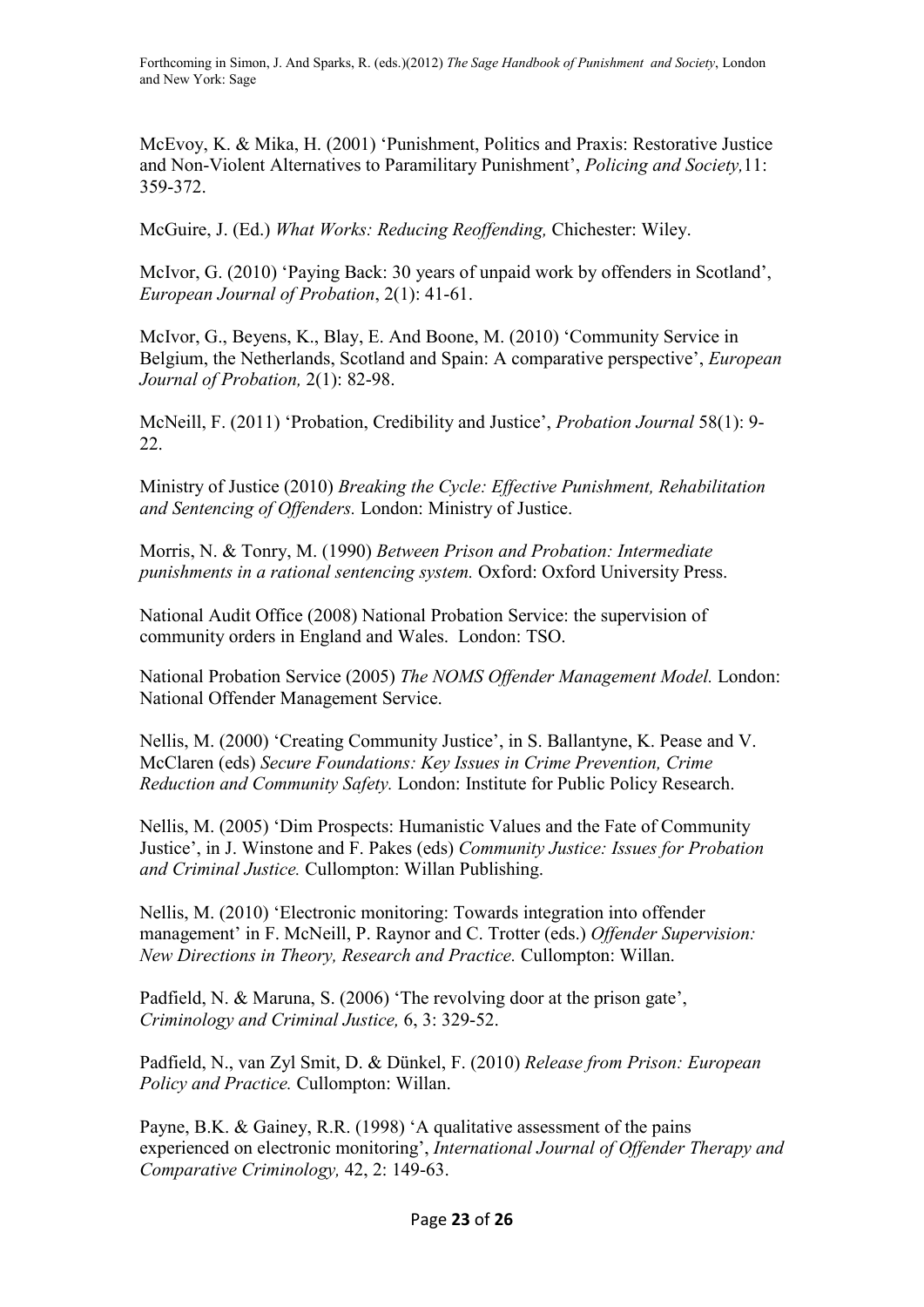McEvoy, K. & Mika, H. (2001) 'Punishment, Politics and Praxis: Restorative Justice and Non-Violent Alternatives to Paramilitary Punishment', *Policing and Society,*11: 359-372.

McGuire, J. (Ed.) *What Works: Reducing Reoffending,* Chichester: Wiley.

McIvor, G. (2010) 'Paying Back: 30 years of unpaid work by offenders in Scotland', *European Journal of Probation*, 2(1): 41-61.

McIvor, G., Beyens, K., Blay, E. And Boone, M. (2010) 'Community Service in Belgium, the Netherlands, Scotland and Spain: A comparative perspective', *European Journal of Probation,* 2(1): 82-98.

McNeill, F. (2011) 'Probation, Credibility and Justice', *Probation Journal* 58(1): 9-22.

Ministry of Justice (2010) *Breaking the Cycle: Effective Punishment, Rehabilitation and Sentencing of Offenders.* London: Ministry of Justice.

Morris, N. & Tonry, M. (1990) *Between Prison and Probation: Intermediate punishments in a rational sentencing system.* Oxford: Oxford University Press.

National Audit Office (2008) National Probation Service: the supervision of community orders in England and Wales. London: TSO.

National Probation Service (2005) *The NOMS Offender Management Model.* London: National Offender Management Service.

Nellis, M. (2000) 'Creating Community Justice', in S. Ballantyne, K. Pease and V. McClaren (eds) *Secure Foundations: Key Issues in Crime Prevention, Crime Reduction and Community Safety.* London: Institute for Public Policy Research.

Nellis, M. (2005) 'Dim Prospects: Humanistic Values and the Fate of Community Justice', in J. Winstone and F. Pakes (eds) *Community Justice: Issues for Probation and Criminal Justice.* Cullompton: Willan Publishing.

Nellis, M. (2010) 'Electronic monitoring: Towards integration into offender management' in F. McNeill, P. Raynor and C. Trotter (eds.) *Offender Supervision: New Directions in Theory, Research and Practice.* Cullompton: Willan.

Padfield, N. & Maruna, S. (2006) 'The revolving door at the prison gate', *Criminology and Criminal Justice,* 6, 3: 329-52.

Padfield, N., van Zyl Smit, D. & Dünkel, F. (2010) *Release from Prison: European Policy and Practice.* Cullompton: Willan.

Payne, B.K. & Gainey, R.R. (1998) 'A qualitative assessment of the pains experienced on electronic monitoring', *International Journal of Offender Therapy and Comparative Criminology,* 42, 2: 149-63.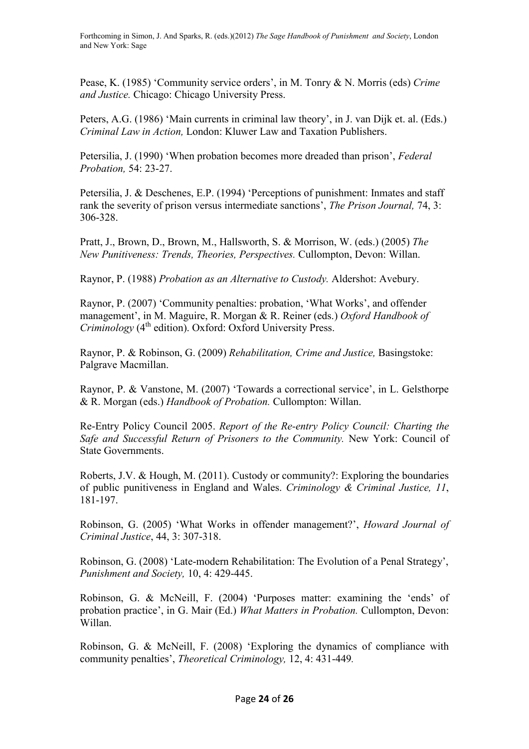Pease, K. (1985) 'Community service orders', in M. Tonry & N. Morris (eds) *Crime and Justice.* Chicago: Chicago University Press.

Peters, A.G. (1986) 'Main currents in criminal law theory', in J. van Dijk et. al. (Eds.) *Criminal Law in Action,* London: Kluwer Law and Taxation Publishers.

Petersilia, J. (1990) 'When probation becomes more dreaded than prison', *Federal Probation,* 54: 23-27.

Petersilia, J. & Deschenes, E.P. (1994) 'Perceptions of punishment: Inmates and staff rank the severity of prison versus intermediate sanctions', *The Prison Journal,* 74, 3: 306-328.

Pratt, J., Brown, D., Brown, M., Hallsworth, S. & Morrison, W. (eds.) (2005) *The New Punitiveness: Trends, Theories, Perspectives.* Cullompton, Devon: Willan.

Raynor, P. (1988) *Probation as an Alternative to Custody.* Aldershot: Avebury.

Raynor, P. (2007) 'Community penalties: probation, 'What Works', and offender management', in M. Maguire, R. Morgan & R. Reiner (eds.) *Oxford Handbook of Criminology* (4th edition). Oxford: Oxford University Press.

Raynor, P. & Robinson, G. (2009) *Rehabilitation, Crime and Justice,* Basingstoke: Palgrave Macmillan.

Raynor, P. & Vanstone, M. (2007) 'Towards a correctional service', in L. Gelsthorpe & R. Morgan (eds.) *Handbook of Probation.* Cullompton: Willan.

Re-Entry Policy Council 2005. *Report of the Re-entry Policy Council: Charting the Safe and Successful Return of Prisoners to the Community.* New York: Council of State Governments.

Roberts, J.V. & Hough, M. (2011). Custody or community?: Exploring the boundaries of public punitiveness in England and Wales. *Criminology & Criminal Justice, 11*, 181-197.

Robinson, G. (2005) 'What Works in offender management?', *Howard Journal of Criminal Justice*, 44, 3: 307-318.

Robinson, G. (2008) 'Late-modern Rehabilitation: The Evolution of a Penal Strategy', *Punishment and Society,* 10, 4: 429-445.

Robinson, G. & McNeill, F. (2004) 'Purposes matter: examining the 'ends' of probation practice', in G. Mair (Ed.) *What Matters in Probation.* Cullompton, Devon: Willan.

Robinson, G. & McNeill, F. (2008) 'Exploring the dynamics of compliance with community penalties', *Theoretical Criminology,* 12, 4: 431-449.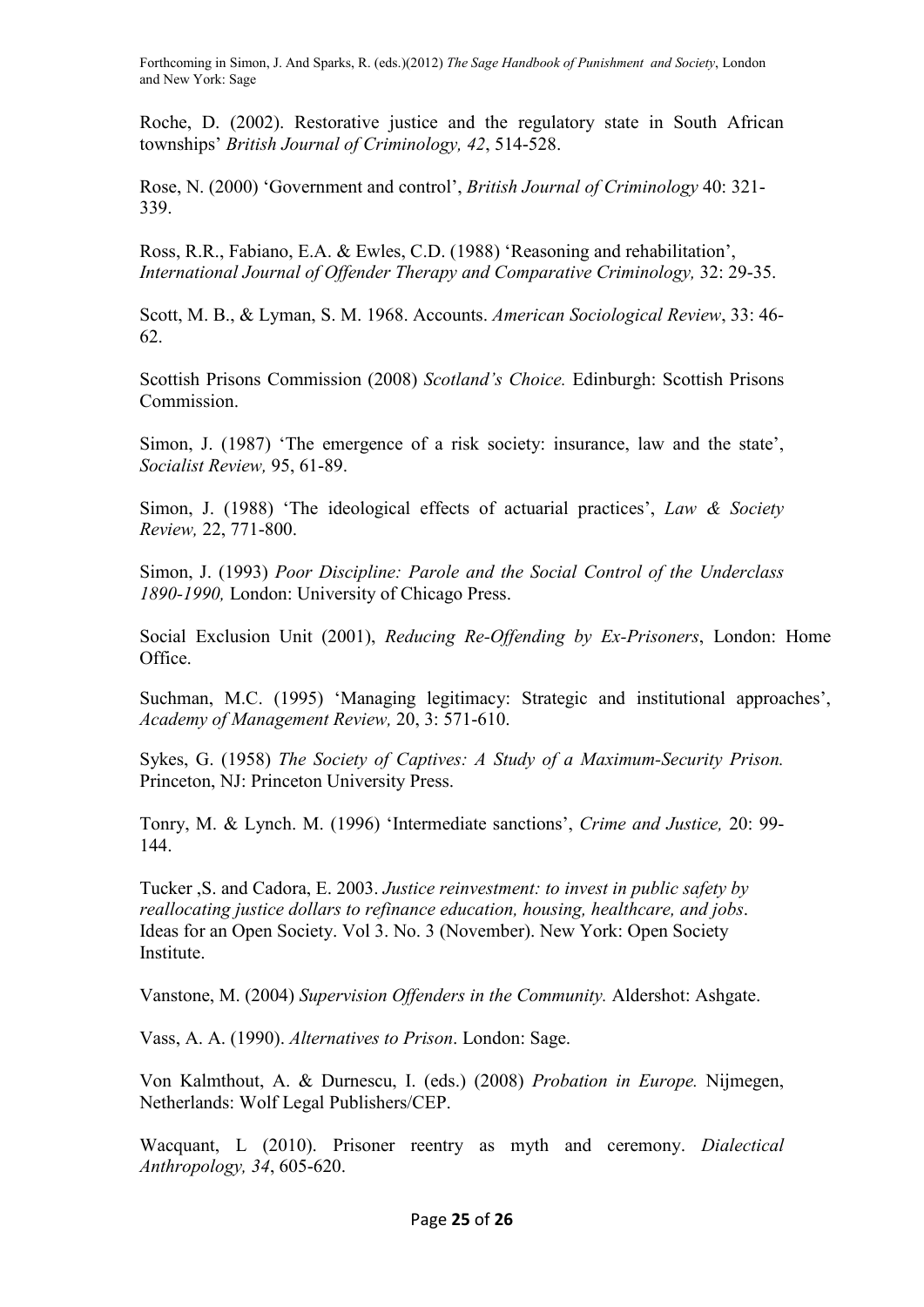Roche, D. (2002). Restorative justice and the regulatory state in South African townships' *British Journal of Criminology, 42*, 514-528.

Rose, N. (2000) 'Government and control', *British Journal of Criminology* 40: 321-339.

Ross, R.R., Fabiano, E.A. & Ewles, C.D. (1988) 'Reasoning and rehabilitation', *International Journal of Offender Therapy and Comparative Criminology,* 32: 29-35.

Scott, M. B., & Lyman, S. M. 1968. Accounts. *American Sociological Review*, 33: 46-62.

Scottish Prisons Commission (2008) *Scotland's Choice.* Edinburgh: Scottish Prisons Commission.

Simon, J. (1987) 'The emergence of a risk society: insurance, law and the state', *Socialist Review,* 95, 61-89.

Simon, J. (1988) 'The ideological effects of actuarial practices', *Law & Society Review,* 22, 771-800.

Simon, J. (1993) *Poor Discipline: Parole and the Social Control of the Underclass 1890-1990,* London: University of Chicago Press.

Social Exclusion Unit (2001), *Reducing Re-Offending by Ex-Prisoners*, London: Home Office.

Suchman, M.C. (1995) 'Managing legitimacy: Strategic and institutional approaches', *Academy of Management Review,* 20, 3: 571-610.

Sykes, G. (1958) *The Society of Captives: A Study of a Maximum-Security Prison.* Princeton, NJ: Princeton University Press.

Tonry, M. & Lynch. M. (1996) 'Intermediate sanctions', *Crime and Justice,* 20: 99-144.

Tucker ,S. and Cadora, E. 2003. *Justice reinvestment: to invest in public safety by reallocating justice dollars to refinance education, housing, healthcare, and jobs*. Ideas for an Open Society. Vol 3. No. 3 (November). New York: Open Society Institute.

Vanstone, M. (2004) *Supervision Offenders in the Community.* Aldershot: Ashgate.

Vass, A. A. (1990). *Alternatives to Prison*. London: Sage.

Von Kalmthout, A. & Durnescu, I. (eds.) (2008) *Probation in Europe.* Nijmegen, Netherlands: Wolf Legal Publishers/CEP.

Wacquant, L (2010). Prisoner reentry as myth and ceremony. *Dialectical Anthropology, 34*, 605-620.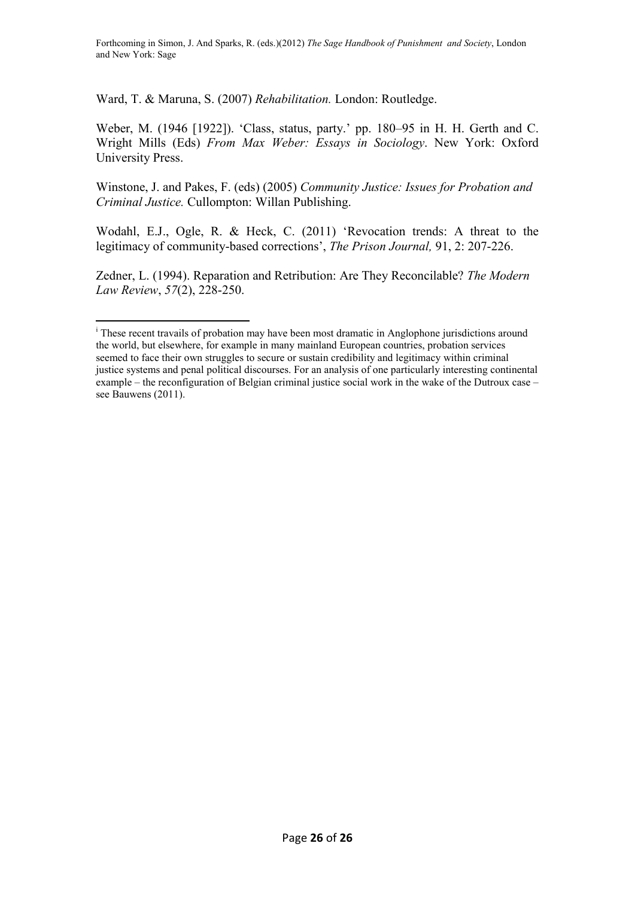Ward, T. & Maruna, S. (2007) *Rehabilitation.* London: Routledge.

Weber, M. (1946 [1922]). 'Class, status, party.' pp. 180–95 in H. H. Gerth and C. Wright Mills (Eds) *From Max Weber: Essays in Sociology*. New York: Oxford University Press.

Winstone, J. and Pakes, F. (eds) (2005) *Community Justice: Issues for Probation and Criminal Justice.* Cullompton: Willan Publishing.

Wodahl, E.J., Ogle, R. & Heck, C. (2011) 'Revocation trends: A threat to the legitimacy of community-based corrections', *The Prison Journal,* 91, 2: 207-226.

Zedner, L. (1994). Reparation and Retribution: Are They Reconcilable? *The Modern Law Review*, *57*(2), 228-250.

---

[i] These recent travails of probation may have been most dramatic in Anglophone jurisdictions around the world, but elsewhere, for example in many mainland European countries, probation services seemed to face their own struggles to secure or sustain credibility and legitimacy within criminal justice systems and penal political discourses. For an analysis of one particularly interesting continental example – the reconfiguration of Belgian criminal justice social work in the wake of the Dutroux case – see Bauwens (2011).